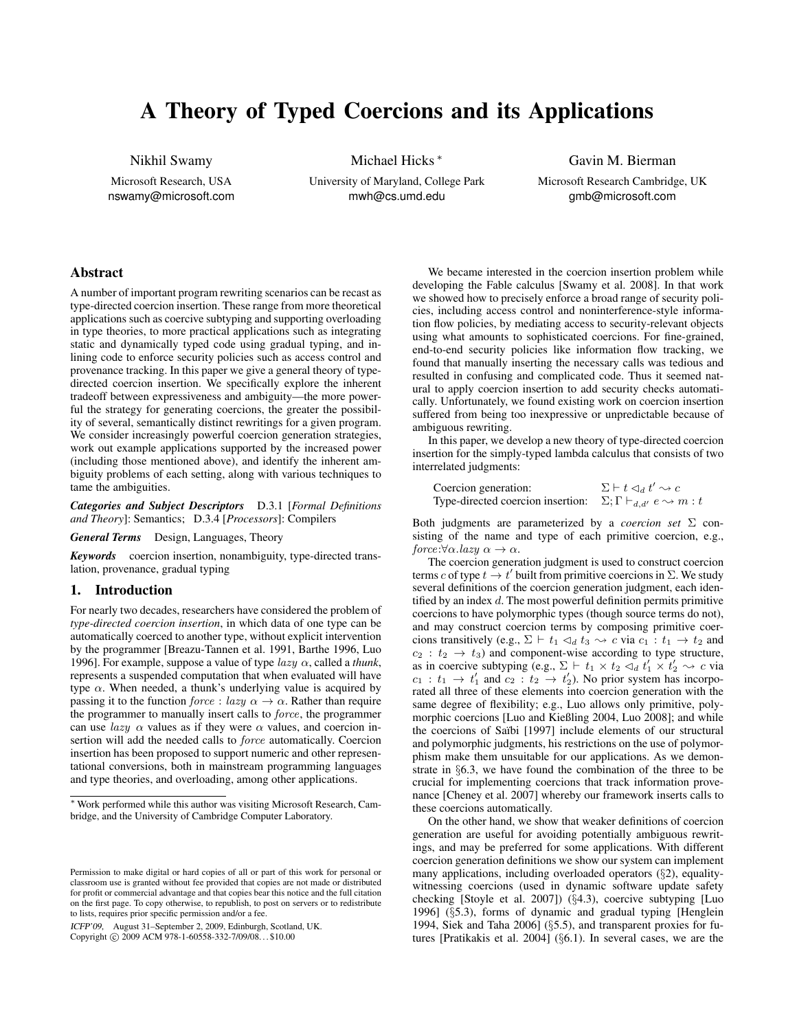# A Theory of Typed Coercions and its Applications

Nikhil Swamy
Microsoft Research, USA
nswamy@microsoft.com

Michael Hicks [*]
University of Maryland, College Park
mwh@cs.umd.edu

Gavin M. Bierman
Microsoft Research Cambridge, UK
gmb@microsoft.com

## Abstract

A number of important program rewriting scenarios can be recast as type-directed coercion insertion. These range from more theoretical applications such as coercive subtyping and supporting overloading in type theories, to more practical applications such as integrating static and dynamically typed code using gradual typing, and inlining code to enforce security policies such as access control and provenance tracking. In this paper we give a general theory of type-directed coercion insertion. We specifically explore the inherent tradeoff between expressiveness and ambiguity—the more powerful the strategy for generating coercions, the greater the possibility of several, semantically distinct rewritings for a given program. We consider increasingly powerful coercion generation strategies, work out example applications supported by the increased power (including those mentioned above), and identify the inherent ambiguity problems of each setting, along with various techniques to tame the ambiguities.

***Categories and Subject Descriptors*** D.3.1 [*Formal Definitions and Theory*]: Semantics; D.3.4 [*Processors*]: Compilers

***General Terms*** Design, Languages, Theory

***Keywords*** coercion insertion, nonambiguity, type-directed translation, provenance, gradual typing

## 1. Introduction

For nearly two decades, researchers have considered the problem of *type-directed coercion insertion*, in which data of one type can be automatically coerced to another type, without explicit intervention by the programmer [Breazu-Tannen et al. 1991, Barthe 1996, Luo 1996]. For example, suppose a value of type $lazy\ \alpha$, called a *thunk*, represents a suspended computation that when evaluated will have type $\alpha$. When needed, a thunk's underlying value is acquired by passing it to the function $force : lazy\ \alpha \rightarrow \alpha$. Rather than require the programmer to manually insert calls to $force$, the programmer can use $lazy\ \alpha$ values as if they were $\alpha$ values, and coercion insertion will add the needed calls to $force$ automatically. Coercion insertion has been proposed to support numeric and other representational conversions, both in mainstream programming languages and type theories, and overloading, among other applications.

[*] Work performed while this author was visiting Microsoft Research, Cambridge, and the University of Cambridge Computer Laboratory.

Permission to make digital or hard copies of all or part of this work for personal or classroom use is granted without fee provided that copies are not made or distributed for profit or commercial advantage and that copies bear this notice and the full citation on the first page. To copy otherwise, to republish, to post on servers or to redistribute to lists, requires prior specific permission and/or a fee.

*ICFP'09,* August 31–September 2, 2009, Edinburgh, Scotland, UK.
Copyright © 2009 ACM 978-1-60558-332-7/09/08...$10.00

We became interested in the coercion insertion problem while developing the Fable calculus [Swamy et al. 2008]. In that work we showed how to precisely enforce a broad range of security policies, including access control and noninterference-style information flow policies, by mediating access to security-relevant objects using what amounts to sophisticated coercions. For fine-grained, end-to-end security policies like information flow tracking, we found that manually inserting the necessary calls was tedious and resulted in confusing and complicated code. Thus it seemed natural to apply coercion insertion to add security checks automatically. Unfortunately, we found existing work on coercion insertion suffered from being too inexpressive or unpredictable because of ambiguous rewriting.

In this paper, we develop a new theory of type-directed coercion insertion for the simply-typed lambda calculus that consists of two interrelated judgments:

| | |
|---|---|
| Coercion generation: | $\Sigma \vdash t \lhd_d t' \rightsquigarrow c$ |
| Type-directed coercion insertion: | $\Sigma; \Gamma \vdash_{d,d'} e \rightsquigarrow m : t$ |

Both judgments are parameterized by a *coercion set* $\Sigma$ consisting of the name and type of each primitive coercion, e.g., $force{:}\forall\alpha.lazy\ \alpha \rightarrow \alpha$.

The coercion generation judgment is used to construct coercion terms $c$ of type $t \rightarrow t'$ built from primitive coercions in $\Sigma$. We study several definitions of the coercion generation judgment, each identified by an index $d$. The most powerful definition permits primitive coercions to have polymorphic types (though source terms do not), and may construct coercion terms by composing primitive coercions transitively (e.g., $\Sigma \vdash t_1 \lhd_d t_3 \rightsquigarrow c$ via $c_1 : t_1 \rightarrow t_2$ and $c_2 : t_2 \rightarrow t_3$) and component-wise according to type structure, as in coercive subtyping (e.g., $\Sigma \vdash t_1 \times t_2 \lhd_d t_1' \times t_2' \rightsquigarrow c$ via $c_1 : t_1 \rightarrow t_1'$ and $c_2 : t_2 \rightarrow t_2'$). No prior system has incorporated all three of these elements into coercion generation with the same degree of flexibility; e.g., Luo allows only primitive, polymorphic coercions [Luo and Kießling 2004, Luo 2008]; and while the coercions of Saïbi [1997] include elements of our structural and polymorphic judgments, his restrictions on the use of polymorphism make them unsuitable for our applications. As we demonstrate in §6.3, we have found the combination of the three to be crucial for implementing coercions that track information provenance [Cheney et al. 2007] whereby our framework inserts calls to these coercions automatically.

On the other hand, we show that weaker definitions of coercion generation are useful for avoiding potentially ambiguous rewritings, and may be preferred for some applications. With different coercion generation definitions we show our system can implement many applications, including overloaded operators (§2), equality-witnessing coercions (used in dynamic software update safety checking [Stoyle et al. 2007]) (§4.3), coercive subtyping [Luo 1996] (§5.3), forms of dynamic and gradual typing [Henglein 1994, Siek and Taha 2006] (§5.5), and transparent proxies for futures [Pratikakis et al. 2004] (§6.1). In several cases, we are the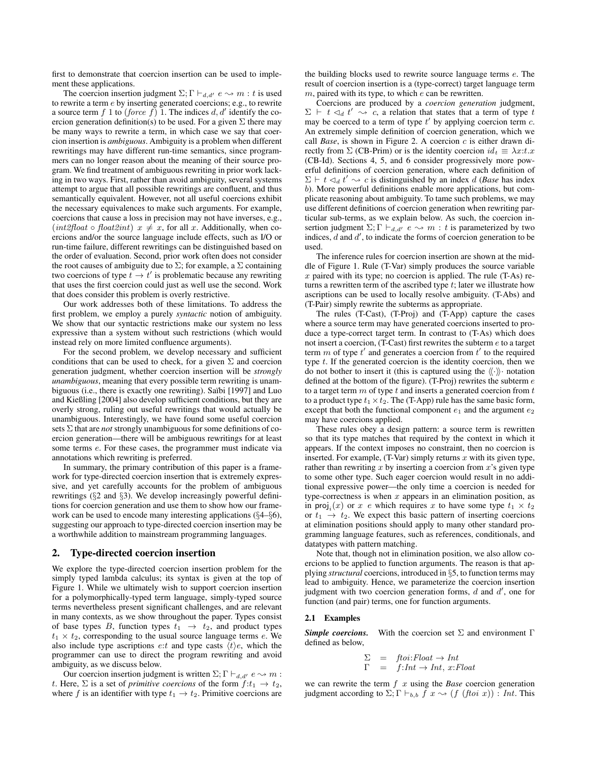first to demonstrate that coercion insertion can be used to implement these applications.

The coercion insertion judgment $\Sigma; \Gamma \vdash_{d,d'} e \rightsquigarrow m : t$ is used to rewrite a term $e$ by inserting generated coercions; e.g., to rewrite a source term $f\ 1$ to $(force\ f)\ 1$. The indices $d, d'$ identify the coercion generation definition(s) to be used. For a given $\Sigma$ there may be many ways to rewrite a term, in which case we say that coercion insertion is *ambiguous*. Ambiguity is a problem when different rewritings may have different run-time semantics, since programmers can no longer reason about the meaning of their source program. We find treatment of ambiguous rewriting in prior work lacking in two ways. First, rather than avoid ambiguity, several systems attempt to argue that all possible rewritings are confluent, and thus semantically equivalent. However, not all useful coercions exhibit the necessary equivalences to make such arguments. For example, coercions that cause a loss in precision may not have inverses, e.g., $(int2float \circ float2int)\ x \neq x$, for all $x$. Additionally, when coercions and/or the source language include effects, such as I/O or run-time failure, different rewritings can be distinguished based on the order of evaluation. Second, prior work often does not consider the root causes of ambiguity due to $\Sigma$; for example, a $\Sigma$ containing two coercions of type $t \rightarrow t'$ is problematic because any rewriting that uses the first coercion could just as well use the second. Work that does consider this problem is overly restrictive.

Our work addresses both of these limitations. To address the first problem, we employ a purely *syntactic* notion of ambiguity. We show that our syntactic restrictions make our system no less expressive than a system without such restrictions (which would instead rely on more limited confluence arguments).

For the second problem, we develop necessary and sufficient conditions that can be used to check, for a given $\Sigma$ and coercion generation judgment, whether coercion insertion will be *strongly unambiguous*, meaning that every possible term rewriting is unambiguous (i.e., there is exactly one rewriting). Saïbi [1997] and Luo and Kießling [2004] also develop sufficient conditions, but they are overly strong, ruling out useful rewritings that would actually be unambiguous. Interestingly, we have found some useful coercion sets $\Sigma$ that are *not* strongly unambiguous for some definitions of coercion generation—there will be ambiguous rewritings for at least some terms $e$. For these cases, the programmer must indicate via annotations which rewriting is preferred.

In summary, the primary contribution of this paper is a framework for type-directed coercion insertion that is extremely expressive, and yet carefully accounts for the problem of ambiguous rewritings (§2 and §3). We develop increasingly powerful definitions for coercion generation and use them to show how our framework can be used to encode many interesting applications (§4–§6), suggesting our approach to type-directed coercion insertion may be a worthwhile addition to mainstream programming languages.

## 2. Type-directed coercion insertion

We explore the type-directed coercion insertion problem for the simply typed lambda calculus; its syntax is given at the top of Figure 1. While we ultimately wish to support coercion insertion for a polymorphically-typed term language, simply-typed source terms nevertheless present significant challenges, and are relevant in many contexts, as we show throughout the paper. Types consist of base types $B$, function types $t_1 \rightarrow t_2$, and product types $t_1 \times t_2$, corresponding to the usual source language terms $e$. We also include type ascriptions $e{:}t$ and type casts $\langle t \rangle e$, which the programmer can use to direct the program rewriting and avoid ambiguity, as we discuss below.

Our coercion insertion judgment is written $\Sigma; \Gamma \vdash_{d,d'} e \rightsquigarrow m : t$. Here, $\Sigma$ is a set of *primitive coercions* of the form $f{:}t_1 \rightarrow t_2$, where $f$ is an identifier with type $t_1 \rightarrow t_2$. Primitive coercions are the building blocks used to rewrite source language terms $e$. The result of coercion insertion is a (type-correct) target language term $m$, paired with its type, to which $e$ can be rewritten.

Coercions are produced by a *coercion generation* judgment, $\Sigma \vdash t \lhd_d t' \rightsquigarrow c$, a relation that states that a term of type $t$ may be coerced to a term of type $t'$ by applying coercion term $c$. An extremely simple definition of coercion generation, which we call *Base*, is shown in Figure 2. A coercion $c$ is either drawn directly from $\Sigma$ (CB-Prim) or is the identity coercion $id_t \equiv \lambda x{:}t.x$ (CB-Id). Sections 4, 5, and 6 consider progressively more powerful definitions of coercion generation, where each definition of $\Sigma \vdash t \lhd_d t' \rightsquigarrow c$ is distinguished by an index $d$ (*Base* has index $b$). More powerful definitions enable more applications, but complicate reasoning about ambiguity. To tame such problems, we may use different definitions of coercion generation when rewriting particular sub-terms, as we explain below. As such, the coercion insertion judgment $\Sigma; \Gamma \vdash_{d,d'} e \rightsquigarrow m : t$ is parameterized by two indices, $d$ and $d'$, to indicate the forms of coercion generation to be used.

The inference rules for coercion insertion are shown at the middle of Figure 1. Rule (T-Var) simply produces the source variable $x$ paired with its type; no coercion is applied. The rule (T-As) returns a rewritten term of the ascribed type $t$; later we illustrate how ascriptions can be used to locally resolve ambiguity. (T-Abs) and (T-Pair) simply rewrite the subterms as appropriate.

The rules (T-Cast), (T-Proj) and (T-App) capture the cases where a source term may have generated coercions inserted to produce a type-correct target term. In contrast to (T-As) which does not insert a coercion, (T-Cast) first rewrites the subterm $e$ to a target term $m$ of type $t'$ and generates a coercion from $t'$ to the required type $t$. If the generated coercion is the identity coercion, then we do not bother to insert it (this is captured using the $\langle\!\langle \cdot \rangle\!\rangle \cdot$ notation defined at the bottom of the figure). (T-Proj) rewrites the subterm $e$ to a target term $m$ of type $t$ and inserts a generated coercion from $t$ to a product type $t_1 \times t_2$. The (T-App) rule has the same basic form, except that both the functional component $e_1$ and the argument $e_2$ may have coercions applied.

These rules obey a design pattern: a source term is rewritten so that its type matches that required by the context in which it appears. If the context imposes no constraint, then no coercion is inserted. For example, (T-Var) simply returns $x$ with its given type, rather than rewriting $x$ by inserting a coercion from $x$'s given type to some other type. Such eager coercion would result in no additional expressive power—the only time a coercion is needed for type-correctness is when $x$ appears in an elimination position, as in $\mathsf{proj}_i(x)$ or $x\ e$ which requires $x$ to have some type $t_1 \times t_2$ or $t_1 \rightarrow t_2$. We expect this basic pattern of inserting coercions at elimination positions should apply to many other standard programming language features, such as references, conditionals, and datatypes with pattern matching.

Note that, though not in elimination position, we also allow coercions to be applied to function arguments. The reason is that applying *structural* coercions, introduced in §5, to function terms may lead to ambiguity. Hence, we parameterize the coercion insertion judgment with two coercion generation forms, $d$ and $d'$, one for function (and pair) terms, one for function arguments.

### 2.1 Examples

***Simple coercions.*** With the coercion set $\Sigma$ and environment $\Gamma$ defined as below,

$$
\begin{array}{rcl}
\Sigma & = & ftoi{:}Float \rightarrow Int \\
\Gamma & = & f{:}Int \rightarrow Int,\ x{:}Float
\end{array}
$$

we can rewrite the term $f\ x$ using the *Base* coercion generation judgment according to $\Sigma; \Gamma \vdash_{b,b} f\ x \rightsquigarrow (f\ (ftoi\ x)) : Int$. This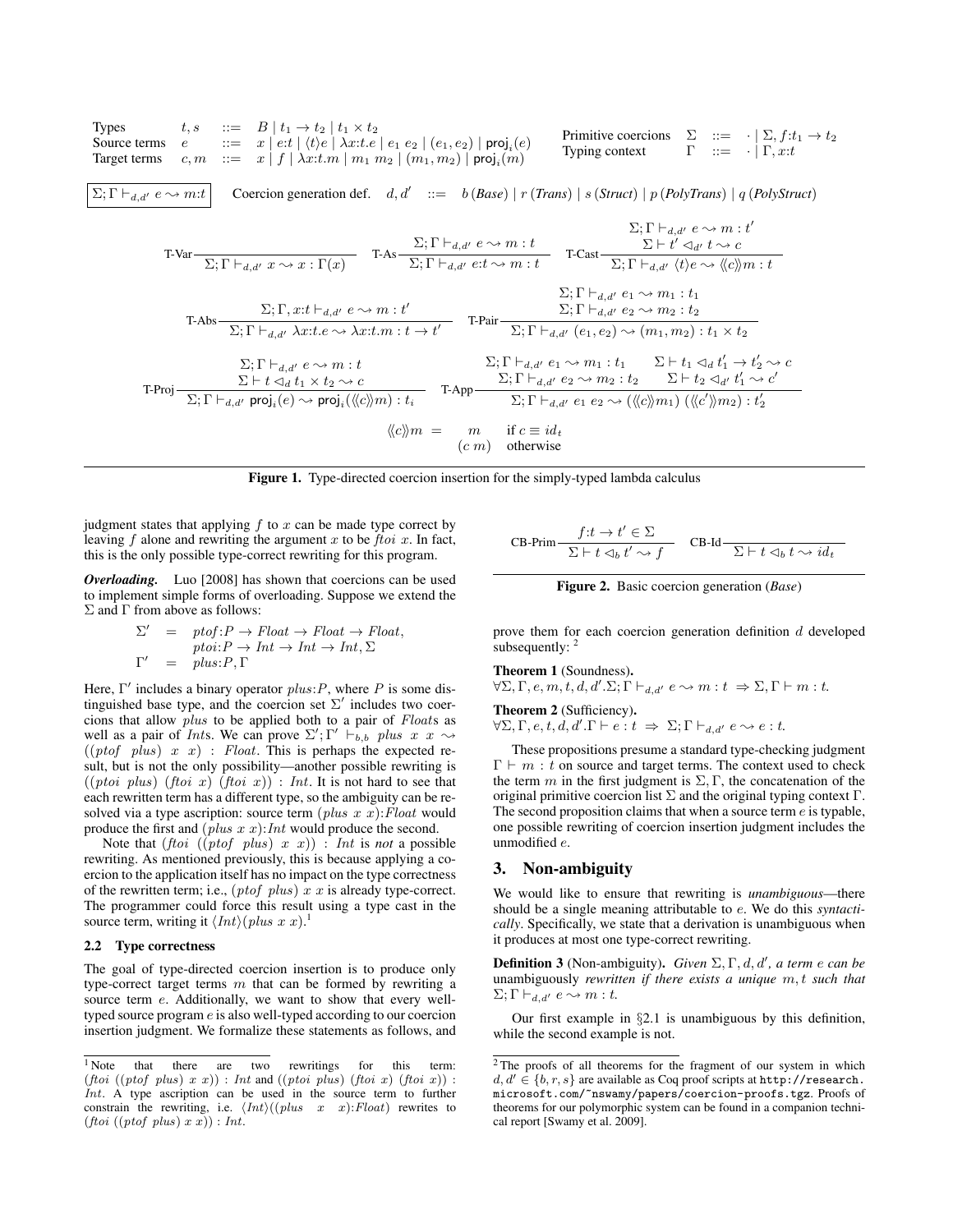$$
\begin{array}{llll}
\text{Types} & t, s & ::= & B \mid t_1 \to t_2 \mid t_1 \times t_2 \\
\text{Source terms} & e & ::= & x \mid e{:}t \mid \langle t \rangle e \mid \lambda x{:}t.e \mid e_1\ e_2 \mid (e_1, e_2) \mid \mathsf{proj}_i(e) \\
\text{Target terms} & c, m & ::= & x \mid f \mid \lambda x{:}t.m \mid m_1\ m_2 \mid (m_1, m_2) \mid \mathsf{proj}_i(m)
\end{array}
\qquad
\begin{array}{llll}
\text{Primitive coercions} & \Sigma & ::= & \cdot \mid \Sigma, f{:}t_1 \to t_2 \\
\text{Typing context} & \Gamma & ::= & \cdot \mid \Gamma, x{:}t
\end{array}
$$

$\boxed{\Sigma; \Gamma \vdash_{d,d'} e \rightsquigarrow m{:}t}$ Coercion generation def. $d, d' \ ::= \ b\,(\textit{Base}) \mid r\,(\textit{Trans}) \mid s\,(\textit{Struct}) \mid p\,(\textit{PolyTrans}) \mid q\,(\textit{PolyStruct})$

$$
\text{T-Var}\ \frac{}{\Sigma; \Gamma \vdash_{d,d'} x \rightsquigarrow x : \Gamma(x)}
\qquad
\text{T-As}\ \frac{\Sigma; \Gamma \vdash_{d,d'} e \rightsquigarrow m : t}{\Sigma; \Gamma \vdash_{d,d'} e{:}t \rightsquigarrow m : t}
\qquad
\text{T-Cast}\ \frac{\Sigma; \Gamma \vdash_{d,d'} e \rightsquigarrow m : t' \quad \Sigma \vdash t' \lhd_{d'} t \rightsquigarrow c}{\Sigma; \Gamma \vdash_{d,d'} \langle t \rangle e \rightsquigarrow \langle\!\langle c \rangle\!\rangle m : t}
$$

$$
\text{T-Abs}\ \frac{\Sigma; \Gamma, x{:}t \vdash_{d,d'} e \rightsquigarrow m : t'}{\Sigma; \Gamma \vdash_{d,d'} \lambda x{:}t.e \rightsquigarrow \lambda x{:}t.m : t \to t'}
\qquad
\text{T-Pair}\ \frac{\Sigma; \Gamma \vdash_{d,d'} e_1 \rightsquigarrow m_1 : t_1 \quad \Sigma; \Gamma \vdash_{d,d'} e_2 \rightsquigarrow m_2 : t_2}{\Sigma; \Gamma \vdash_{d,d'} (e_1, e_2) \rightsquigarrow (m_1, m_2) : t_1 \times t_2}
$$

$$
\text{T-Proj}\ \frac{\Sigma; \Gamma \vdash_{d,d'} e \rightsquigarrow m : t \quad \Sigma \vdash t \lhd_d t_1 \times t_2 \rightsquigarrow c}{\Sigma; \Gamma \vdash_{d,d'} \mathsf{proj}_i(e) \rightsquigarrow \mathsf{proj}_i(\langle\!\langle c \rangle\!\rangle m) : t_i}
\qquad
\text{T-App}\ \frac{\Sigma; \Gamma \vdash_{d,d'} e_1 \rightsquigarrow m_1 : t_1 \quad \Sigma \vdash t_1 \lhd_d t'_1 \to t'_2 \rightsquigarrow c \quad \Sigma; \Gamma \vdash_{d,d'} e_2 \rightsquigarrow m_2 : t_2 \quad \Sigma \vdash t_2 \lhd_{d'} t'_1 \rightsquigarrow c'}{\Sigma; \Gamma \vdash_{d,d'} e_1\ e_2 \rightsquigarrow (\langle\!\langle c \rangle\!\rangle m_1)\ (\langle\!\langle c' \rangle\!\rangle m_2) : t'_2}
$$

$$
\langle\!\langle c \rangle\!\rangle m \ = \ \begin{array}{ll} m & \text{if } c \equiv id_t \\ (c\ m) & \text{otherwise} \end{array}
$$

**Figure 1.** Type-directed coercion insertion for the simply-typed lambda calculus

judgment states that applying $f$ to $x$ can be made type correct by leaving $f$ alone and rewriting the argument $x$ to be $ftoi\ x$. In fact, this is the only possible type-correct rewriting for this program.

***Overloading.*** Luo [2008] has shown that coercions can be used to implement simple forms of overloading. Suppose we extend the $\Sigma$ and $\Gamma$ from above as follows:

$$
\begin{array}{lll}
\Sigma' & = & ptof{:}P \to Float \to Float \to Float, \\
 & & ptoi{:}P \to Int \to Int \to Int, \Sigma \\
\Gamma' & = & plus{:}P, \Gamma
\end{array}
$$

Here, $\Gamma'$ includes a binary operator $plus{:}P$, where $P$ is some distinguished base type, and the coercion set $\Sigma'$ includes two coercions that allow $plus$ to be applied both to a pair of $Float$s as well as a pair of $Int$s. We can prove $\Sigma'; \Gamma' \vdash_{b,b} plus\ x\ x \rightsquigarrow ((ptof\ \ plus)\ \ x\ \ x)\ :\ Float$. This is perhaps the expected result, but is not the only possibility—another possible rewriting is $((ptoi\ plus)\ (ftoi\ x)\ (ftoi\ x)) : Int$. It is not hard to see that each rewritten term has a different type, so the ambiguity can be resolved via a type ascription: source term $(plus\ x\ x){:}Float$ would produce the first and $(plus\ x\ x){:}Int$ would produce the second.

Note that $(ftoi\ ((ptof\ \ plus)\ \ x\ \ x))\ :\ Int$ is *not* a possible rewriting. As mentioned previously, this is because applying a coercion to the application itself has no impact on the type correctness of the rewritten term; i.e., $(ptof\ plus)\ x\ x$ is already type-correct. The programmer could force this result using a type cast in the source term, writing it $\langle Int \rangle (plus\ x\ x)$.[1]

### 2.2 Type correctness

The goal of type-directed coercion insertion is to produce only type-correct target terms $m$ that can be formed by rewriting a source term $e$. Additionally, we want to show that every well-typed source program $e$ is also well-typed according to our coercion insertion judgment. We formalize these statements as follows, and

$$
\text{CB-Prim}\ \frac{f{:}t \to t' \in \Sigma}{\Sigma \vdash t \lhd_b t' \rightsquigarrow f}
\qquad
\text{CB-Id}\ \frac{}{\Sigma \vdash t \lhd_b t \rightsquigarrow id_t}
$$

**Figure 2.** Basic coercion generation (*Base*)

prove them for each coercion generation definition $d$ developed subsequently: [2]

**Theorem 1** (Soundness).
$\forall \Sigma, \Gamma, e, m, t, d, d'. \Sigma; \Gamma \vdash_{d,d'} e \rightsquigarrow m : t \ \Rightarrow \Sigma, \Gamma \vdash m : t.$

**Theorem 2** (Sufficiency).
$\forall \Sigma, \Gamma, e, t, d, d'. \Gamma \vdash e : t \ \Rightarrow \ \Sigma; \Gamma \vdash_{d,d'} e \rightsquigarrow e : t.$

These propositions presume a standard type-checking judgment $\Gamma \vdash m : t$ on source and target terms. The context used to check the term $m$ in the first judgment is $\Sigma, \Gamma$, the concatenation of the original primitive coercion list $\Sigma$ and the original typing context $\Gamma$. The second proposition claims that when a source term $e$ is typable, one possible rewriting of coercion insertion judgment includes the unmodified $e$.

## 3. Non-ambiguity

We would like to ensure that rewriting is *unambiguous*—there should be a single meaning attributable to $e$. We do this *syntactically*. Specifically, we state that a derivation is unambiguous when it produces at most one type-correct rewriting.

**Definition 3** (Non-ambiguity). *Given* $\Sigma, \Gamma, d, d'$*, a term* $e$ *can be* unambiguously *rewritten if there exists a unique* $m, t$ *such that* $\Sigma; \Gamma \vdash_{d,d'} e \rightsquigarrow m : t$*.*

Our first example in §2.1 is unambiguous by this definition, while the second example is not.

---

[1] Note that there are two rewritings for this term: $(ftoi\ ((ptof\ plus)\ x\ x)) : Int$ and $((ptoi\ plus)\ (ftoi\ x)\ (ftoi\ x)) : Int$. A type ascription can be used in the source term to further constrain the rewriting, i.e. $\langle Int \rangle ((plus\ \ x\ \ x){:}Float)$ rewrites to $(ftoi\ ((ptof\ plus)\ x\ x)) : Int$.

[2] The proofs of all theorems for the fragment of our system in which $d, d' \in \{b, r, s\}$ are available as Coq proof scripts at http://research.microsoft.com/~nswamy/papers/coercion-proofs.tgz. Proofs of theorems for our polymorphic system can be found in a companion technical report [Swamy et al. 2009].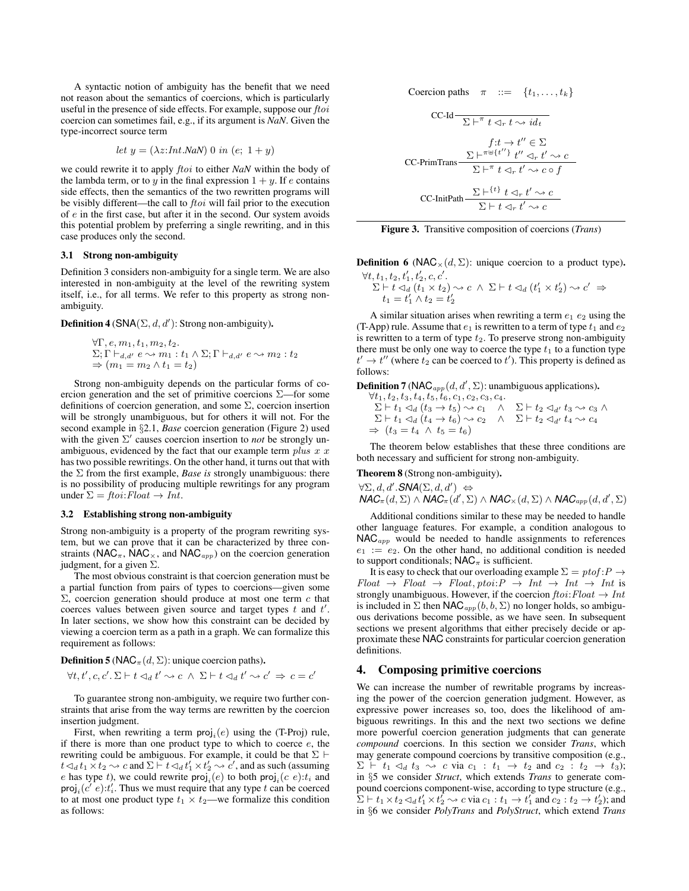A syntactic notion of ambiguity has the benefit that we need not reason about the semantics of coercions, which is particularly useful in the presence of side effects. For example, suppose our $ftoi$ coercion can sometimes fail, e.g., if its argument is *NaN*. Given the type-incorrect source term

$$let\ y = (\lambda z{:}Int.NaN)\ 0\ in\ (e;\ 1 + y)$$

we could rewrite it to apply $ftoi$ to either *NaN* within the body of the lambda term, or to $y$ in the final expression $1 + y$. If $e$ contains side effects, then the semantics of the two rewritten programs will be visibly different—the call to $ftoi$ will fail prior to the execution of $e$ in the first case, but after it in the second. Our system avoids this potential problem by preferring a single rewriting, and in this case produces only the second.

### 3.1 Strong non-ambiguity

Definition 3 considers non-ambiguity for a single term. We are also interested in non-ambiguity at the level of the rewriting system itself, i.e., for all terms. We refer to this property as strong non-ambiguity.

**Definition 4** ($\mathsf{SNA}(\Sigma, d, d')$: Strong non-ambiguity)**.**

$$\begin{array}{l}\forall \Gamma, e, m_1, t_1, m_2, t_2.\\ \Sigma; \Gamma \vdash_{d,d'} e \rightsquigarrow m_1 : t_1 \wedge \Sigma; \Gamma \vdash_{d,d'} e \rightsquigarrow m_2 : t_2\\ \Rightarrow (m_1 = m_2 \wedge t_1 = t_2)\end{array}$$

Strong non-ambiguity depends on the particular forms of coercion generation and the set of primitive coercions $\Sigma$—for some definitions of coercion generation, and some $\Sigma$, coercion insertion will be strongly unambiguous, but for others it will not. For the second example in §2.1, *Base* coercion generation (Figure 2) used with the given $\Sigma'$ causes coercion insertion to *not* be strongly unambiguous, evidenced by the fact that our example term $plus\ x\ x$ has two possible rewritings. On the other hand, it turns out that with the $\Sigma$ from the first example, *Base is* strongly unambiguous: there is no possibility of producing multiple rewritings for any program under $\Sigma = ftoi{:}Float \rightarrow Int$.

### 3.2 Establishing strong non-ambiguity

Strong non-ambiguity is a property of the program rewriting system, but we can prove that it can be characterized by three constraints ($\mathsf{NAC}_\pi$, $\mathsf{NAC}_\times$, and $\mathsf{NAC}_{app}$) on the coercion generation judgment, for a given $\Sigma$.

The most obvious constraint is that coercion generation must be a partial function from pairs of types to coercions—given some $\Sigma$, coercion generation should produce at most one term $c$ that coerces values between given source and target types $t$ and $t'$. In later sections, we show how this constraint can be decided by viewing a coercion term as a path in a graph. We can formalize this requirement as follows:

**Definition 5** ($\mathsf{NAC}_\pi(d, \Sigma)$: unique coercion paths)**.**

$$\forall t, t', c, c'.\ \Sigma \vdash t \lhd_d t' \rightsquigarrow c\ \wedge\ \Sigma \vdash t \lhd_d t' \rightsquigarrow c'\ \Rightarrow\ c = c'$$

To guarantee strong non-ambiguity, we require two further constraints that arise from the way terms are rewritten by the coercion insertion judgment.

First, when rewriting a term $\mathsf{proj}_i(e)$ using the (T-Proj) rule, if there is more than one product type to which to coerce $e$, the rewriting could be ambiguous. For example, it could be that $\Sigma \vdash t \lhd_d t_1 \times t_2 \rightsquigarrow c$ and $\Sigma \vdash t \lhd_d t'_1 \times t'_2 \rightsquigarrow c'$, and as such (assuming $e$ has type $t$), we could rewrite $\mathsf{proj}_i(e)$ to both $\mathsf{proj}_i(c\ e){:}t_i$ and $\mathsf{proj}_i(c'\ e){:}t'_i$. Thus we must require that any type $t$ can be coerced to at most one product type $t_1 \times t_2$—we formalize this condition as follows:

$$\text{Coercion paths} \quad \pi \quad ::= \quad \{t_1, \ldots, t_k\}$$

$$\text{CC-Id}\ \frac{}{\Sigma \vdash^{\pi} t \lhd_r t \rightsquigarrow id_t}$$

$$\text{CC-PrimTrans}\ \frac{f{:}t \rightarrow t'' \in \Sigma \qquad \Sigma \vdash^{\pi \uplus \{t''\}} t'' \lhd_r t' \rightsquigarrow c}{\Sigma \vdash^{\pi} t \lhd_r t' \rightsquigarrow c \circ f}$$

$$\text{CC-InitPath}\ \frac{\Sigma \vdash^{\{t\}} t \lhd_r t' \rightsquigarrow c}{\Sigma \vdash t \lhd_r t' \rightsquigarrow c}$$

**Figure 3.** Transitive composition of coercions (*Trans*)

**Definition 6** ($\mathsf{NAC}_\times(d, \Sigma)$: unique coercion to a product type)**.**

$$\begin{array}{l}\forall t, t_1, t_2, t'_1, t'_2, c, c'.\\ \Sigma \vdash t \lhd_d (t_1 \times t_2) \rightsquigarrow c\ \wedge\ \Sigma \vdash t \lhd_d (t'_1 \times t'_2) \rightsquigarrow c'\ \Rightarrow\\ \quad t_1 = t'_1 \wedge t_2 = t'_2\end{array}$$

A similar situation arises when rewriting a term $e_1\ e_2$ using the (T-App) rule. Assume that $e_1$ is rewritten to a term of type $t_1$ and $e_2$ is rewritten to a term of type $t_2$. To preserve strong non-ambiguity there must be only one way to coerce the type $t_1$ to a function type $t' \rightarrow t''$ (where $t_2$ can be coerced to $t'$). This property is defined as follows:

**Definition 7** ($\mathsf{NAC}_{app}(d, d', \Sigma)$: unambiguous applications)**.**

$$\begin{array}{l}\forall t_1, t_2, t_3, t_4, t_5, t_6, c_1, c_2, c_3, c_4.\\ \Sigma \vdash t_1 \lhd_d (t_3 \rightarrow t_5) \rightsquigarrow c_1 \quad \wedge \quad \Sigma \vdash t_2 \lhd_{d'} t_3 \rightsquigarrow c_3\ \wedge\\ \Sigma \vdash t_1 \lhd_d (t_4 \rightarrow t_6) \rightsquigarrow c_2 \quad \wedge \quad \Sigma \vdash t_2 \lhd_{d'} t_4 \rightsquigarrow c_4\\ \Rightarrow\ (t_3 = t_4\ \wedge\ t_5 = t_6)\end{array}$$

The theorem below establishes that these three conditions are both necessary and sufficient for strong non-ambiguity.

**Theorem 8** (Strong non-ambiguity)**.**

$$\begin{array}{l}\forall \Sigma, d, d'.\mathit{SNA}(\Sigma, d, d')\ \Leftrightarrow\\ \mathit{NAC}_\pi(d, \Sigma) \wedge \mathit{NAC}_\pi(d', \Sigma) \wedge \mathit{NAC}_\times(d, \Sigma) \wedge \mathit{NAC}_{app}(d, d', \Sigma)\end{array}$$

Additional conditions similar to these may be needed to handle other language features. For example, a condition analogous to $\mathsf{NAC}_{app}$ would be needed to handle assignments to references $e_1 := e_2$. On the other hand, no additional condition is needed to support conditionals; $\mathsf{NAC}_\pi$ is sufficient.

It is easy to check that our overloading example $\Sigma = ptof{:}P \rightarrow Float \rightarrow Float \rightarrow Float, ptoi{:}P \rightarrow Int \rightarrow Int \rightarrow Int$ is strongly unambiguous. However, if the coercion $ftoi{:}Float \rightarrow Int$ is included in $\Sigma$ then $\mathsf{NAC}_{app}(b, b, \Sigma)$ no longer holds, so ambiguous derivations become possible, as we have seen. In subsequent sections we present algorithms that either precisely decide or approximate these $\mathsf{NAC}$ constraints for particular coercion generation definitions.

## 4. Composing primitive coercions

We can increase the number of rewritable programs by increasing the power of the coercion generation judgment. However, as expressive power increases so, too, does the likelihood of ambiguous rewritings. In this and the next two sections we define more powerful coercion generation judgments that can generate *compound* coercions. In this section we consider *Trans*, which may generate compound coercions by transitive composition (e.g., $\Sigma \vdash t_1 \lhd_d t_3 \rightsquigarrow c$ via $c_1 : t_1 \rightarrow t_2$ and $c_2 : t_2 \rightarrow t_3$); in §5 we consider *Struct*, which extends *Trans* to generate compound coercions component-wise, according to type structure (e.g., $\Sigma \vdash t_1 \times t_2 \lhd_d t'_1 \times t'_2 \rightsquigarrow c$ via $c_1 : t_1 \rightarrow t'_1$ and $c_2 : t_2 \rightarrow t'_2$); and in §6 we consider *PolyTrans* and *PolyStruct*, which extend *Trans*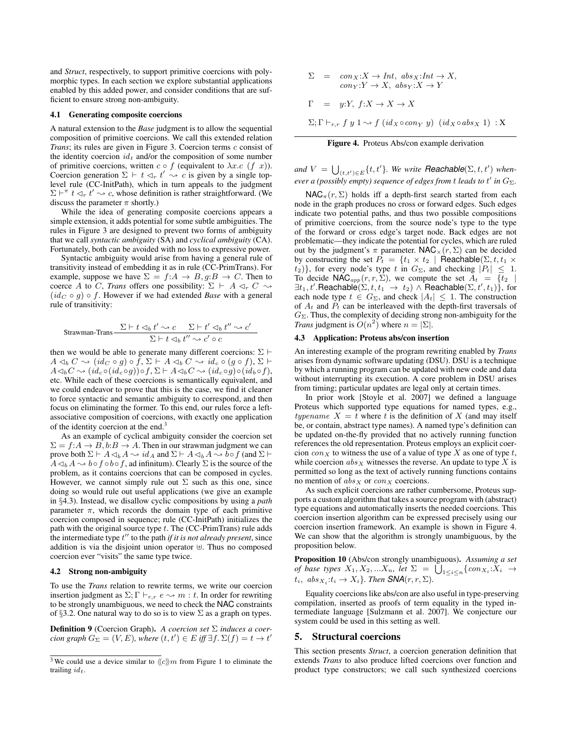and *Struct*, respectively, to support primitive coercions with polymorphic types. In each section we explore substantial applications enabled by this added power, and consider conditions that are sufficient to ensure strong non-ambiguity.

### 4.1 Generating composite coercions

A natural extension to the *Base* judgment is to allow the sequential composition of primitive coercions. We call this extended relation *Trans*; its rules are given in Figure 3. Coercion terms $c$ consist of the identity coercion $id_t$ and/or the composition of some number of primitive coercions, written $c \circ f$ (equivalent to $\lambda x.c\ (f\ x)$). Coercion generation $\Sigma \vdash t \lhd_r t' \rightsquigarrow c$ is given by a single top-level rule (CC-InitPath), which in turn appeals to the judgment $\Sigma \vdash^{\pi} t \lhd_r t' \rightsquigarrow c$, whose definition is rather straightforward. (We discuss the parameter $\pi$ shortly.)

While the idea of generating composite coercions appears a simple extension, it adds potential for some subtle ambiguities. The rules in Figure 3 are designed to prevent two forms of ambiguity that we call *syntactic ambiguity* (SA) and *cyclical ambiguity* (CA). Fortunately, both can be avoided with no loss to expressive power.

Syntactic ambiguity would arise from having a general rule of transitivity instead of embedding it as in rule (CC-PrimTrans). For example, suppose we have $\Sigma = f{:}A \rightarrow B, g{:}B \rightarrow C$. Then to coerce $A$ to $C$, *Trans* offers one possibility: $\Sigma \vdash A \lhd_r C \rightsquigarrow (id_C \circ g) \circ f$. However if we had extended *Base* with a general rule of transitivity:

$$\text{Strawman-Trans}\ \frac{\Sigma \vdash t \lhd_b t' \rightsquigarrow c \qquad \Sigma \vdash t' \lhd_b t'' \rightsquigarrow c'}{\Sigma \vdash t \lhd_b t'' \rightsquigarrow c' \circ c}$$

then we would be able to generate many different coercions: $\Sigma \vdash A \lhd_b C \rightsquigarrow (id_C \circ g) \circ f$, $\Sigma \vdash A \lhd_b C \rightsquigarrow id_c \circ (g \circ f)$, $\Sigma \vdash A \lhd_b C \rightsquigarrow (id_c \circ (id_c \circ g)) \circ f$, $\Sigma \vdash A \lhd_b C \rightsquigarrow (id_c \circ g) \circ (id_b \circ f)$, etc. While each of these coercions is semantically equivalent, and we could endeavor to prove that this is the case, we find it cleaner to force syntactic and semantic ambiguity to correspond, and then focus on eliminating the former. To this end, our rules force a left-associative composition of coercions, with exactly one application of the identity coercion at the end.[3]

As an example of cyclical ambiguity consider the coercion set $\Sigma = f{:}A \rightarrow B, b{:}B \rightarrow A$. Then in our strawman judgment we can prove both $\Sigma \vdash A \lhd_b A \rightsquigarrow id_A$ and $\Sigma \vdash A \lhd_b A \rightsquigarrow b \circ f$ (and $\Sigma \vdash A \lhd_b A \rightsquigarrow b \circ f \circ b \circ f$, ad infinitum). Clearly $\Sigma$ is the source of the problem, as it contains coercions that can be composed in cycles. However, we cannot simply rule out $\Sigma$ such as this one, since doing so would rule out useful applications (we give an example in §4.3). Instead, we disallow cyclic compositions by using a *path* parameter $\pi$, which records the domain type of each primitive coercion composed in sequence; rule (CC-InitPath) initializes the path with the original source type $t$. The (CC-PrimTrans) rule adds the intermediate type $t''$ to the path *if it is not already present*, since addition is via the disjoint union operator $\uplus$. Thus no composed coercion ever "visits" the same type twice.

### 4.2 Strong non-ambiguity

To use the *Trans* relation to rewrite terms, we write our coercion insertion judgment as $\Sigma; \Gamma \vdash_{r,r} e \rightsquigarrow m : t$. In order for rewriting to be strongly unambiguous, we need to check the NAC constraints of §3.2. One natural way to do so is to view $\Sigma$ as a graph on types.

**Definition 9** (Coercion Graph). *A coercion set $\Sigma$ induces a coercion graph $G_\Sigma = (V, E)$, where $(t, t') \in E$ iff $\exists f. \Sigma(f) = t \rightarrow t'$ and $V = \bigcup_{(t,t') \in E} \{t, t'\}$. We write $\textsf{Reachable}(\Sigma, t, t')$ whenever a (possibly empty) sequence of edges from $t$ leads to $t'$ in $G_\Sigma$.*

$\textsf{NAC}_\pi(r, \Sigma)$ holds iff a depth-first search started from each node in the graph produces no cross or forward edges. Such edges indicate two potential paths, and thus two possible compositions of primitive coercions, from the source node's type to the type of the forward or cross edge's target node. Back edges are not problematic—they indicate the potential for cycles, which are ruled out by the judgment's $\pi$ parameter. $\textsf{NAC}_\times(r, \Sigma)$ can be decided by constructing the set $P_t = \{t_1 \times t_2 \mid \textsf{Reachable}(\Sigma, t, t_1 \times t_2)\}$, for every node's type $t$ in $G_\Sigma$, and checking $|P_t| \leq 1$. To decide $\textsf{NAC}_{app}(r, \Sigma)$, we compute the set $A_t = \{t_2 \mid \exists t_1, t'.\textsf{Reachable}(\Sigma, t, t_1 \rightarrow t_2) \wedge \textsf{Reachable}(\Sigma, t', t_1)\}$, for each node type $t \in G_\Sigma$, and check $|A_t| \leq 1$. The construction of $A_t$ and $P_t$ can be interleaved with the depth-first traversals of $G_\Sigma$. Thus, the complexity of deciding strong non-ambiguity for the *Trans* judgment is $O(n^2)$ where $n = |\Sigma|$.

### 4.3 Application: Proteus abs/con insertion

An interesting example of the program rewriting enabled by *Trans* arises from dynamic software updating (DSU). DSU is a technique by which a running program can be updated with new code and data without interrupting its execution. A core problem in DSU arises from timing; particular updates are legal only at certain times.

In prior work [Stoyle et al. 2007] we defined a language Proteus which supported type equations for named types, e.g., $typename\ X = t$ where $t$ is the definition of $X$ (and may itself be, or contain, abstract type names). A named type's definition can be updated on-the-fly provided that no actively running function references the old representation. Proteus employs an explicit coercion $con_X$ to witness the use of a value of type $X$ as one of type $t$, while coercion $abs_X$ witnesses the reverse. An update to type $X$ is permitted so long as the text of actively running functions contains no mention of $abs_X$ or $con_X$ coercions.

As such explicit coercions are rather cumbersome, Proteus supports a custom algorithm that takes a source program with (abstract) type equations and automatically inserts the needed coercions. This coercion insertion algorithm can be expressed precisely using our coercion insertion framework. An example is shown in Figure 4. We can show that the algorithm is strongly unambiguous, by the proposition below.

**Proposition 10** (Abs/con strongly unambiguous). *Assuming a set of base types $X_1, X_2, ...X_n$, let $\Sigma = \bigcup_{1 \leq i \leq n} \{con_{X_i}{:}X_i \rightarrow t_i,\ abs_{X_i}{:}t_i \rightarrow X_i\}$. Then $\textsf{SNA}(r, r, \Sigma)$.*

Equality coercions like abs/con are also useful in type-preserving compilation, inserted as proofs of term equality in the typed intermediate language [Sulzmann et al. 2007]. We conjecture our system could be used in this setting as well.

$$\begin{aligned}
\Sigma &= con_X{:}X \rightarrow Int,\ abs_X{:}Int \rightarrow X, \\
&\quad\ con_Y{:}Y \rightarrow X,\ abs_Y{:}X \rightarrow Y \\
\Gamma &= y{:}Y,\ f{:}X \rightarrow X \rightarrow X \\
&\Sigma; \Gamma \vdash_{r,r} f\ y\ 1 \rightsquigarrow f\ (id_X \circ con_Y\ y)\ \ (id_X \circ abs_X\ 1)\ : \mathrm{X}
\end{aligned}$$

**Figure 4.** Proteus Abs/con example derivation

## 5. Structural coercions

This section presents *Struct*, a coercion generation definition that extends *Trans* to also produce lifted coercions over function and product type constructors; we call such synthesized coercions

[3] We could use a device similar to $\langle\!\langle c \rangle\!\rangle m$ from Figure 1 to eliminate the trailing $id_t$.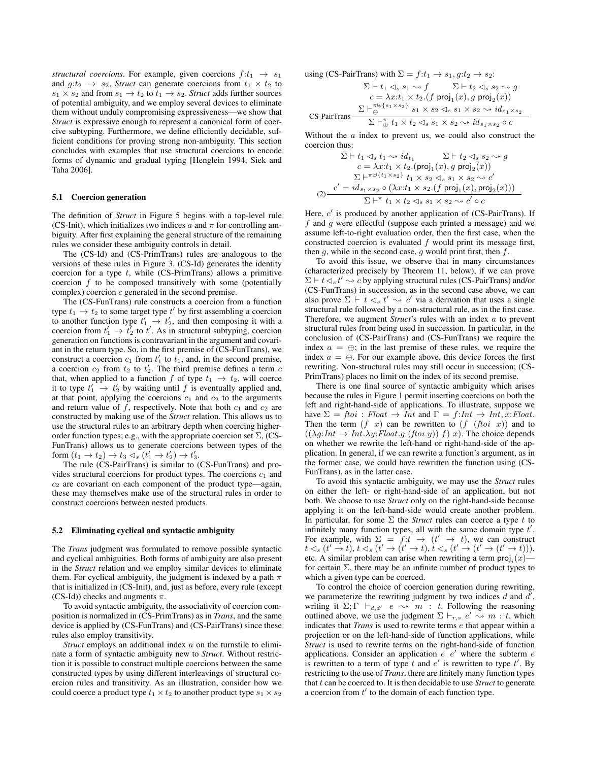*structural coercions*. For example, given coercions $f{:}t_1 \to s_1$ and $g{:}t_2 \to s_2$, *Struct* can generate coercions from $t_1 \times t_2$ to $s_1 \times s_2$ and from $s_1 \to t_2$ to $t_1 \to s_2$. *Struct* adds further sources of potential ambiguity, and we employ several devices to eliminate them without unduly compromising expressiveness—we show that *Struct* is expressive enough to represent a canonical form of coercive subtyping. Furthermore, we define efficiently decidable, sufficient conditions for proving strong non-ambiguity. This section concludes with examples that use structural coercions to encode forms of dynamic and gradual typing [Henglein 1994, Siek and Taha 2006].

### 5.1 Coercion generation

The definition of *Struct* in Figure 5 begins with a top-level rule (CS-Init), which initializes two indices $a$ and $\pi$ for controlling ambiguity. After first explaining the general structure of the remaining rules we consider these ambiguity controls in detail.

The (CS-Id) and (CS-PrimTrans) rules are analogous to the versions of these rules in Figure 3. (CS-Id) generates the identity coercion for a type $t$, while (CS-PrimTrans) allows a primitive coercion $f$ to be composed transitively with some (potentially complex) coercion $c$ generated in the second premise.

The (CS-FunTrans) rule constructs a coercion from a function type $t_1 \to t_2$ to some target type $t'$ by first assembling a coercion to another function type $t'_1 \to t'_2$, and then composing it with a coercion from $t'_1 \to t'_2$ to $t'$. As in structural subtyping, coercion generation on functions is contravariant in the argument and covariant in the return type. So, in the first premise of (CS-FunTrans), we construct a coercion $c_1$ from $t'_1$ to $t_1$, and, in the second premise, a coercion $c_2$ from $t_2$ to $t'_2$. The third premise defines a term $c$ that, when applied to a function $f$ of type $t_1 \to t_2$, will coerce it to type $t'_1 \to t'_2$ by waiting until $f$ is eventually applied and, at that point, applying the coercions $c_1$ and $c_2$ to the arguments and return value of $f$, respectively. Note that both $c_1$ and $c_2$ are constructed by making use of the *Struct* relation. This allows us to use the structural rules to an arbitrary depth when coercing higher-order function types; e.g., with the appropriate coercion set $\Sigma$, (CS-FunTrans) allows us to generate coercions between types of the form $(t_1 \to t_2) \to t_3 \lhd_s (t'_1 \to t'_2) \to t'_3$.

The rule (CS-PairTrans) is similar to (CS-FunTrans) and provides structural coercions for product types. The coercions $c_1$ and $c_2$ are covariant on each component of the product type—again, these may themselves make use of the structural rules in order to construct coercions between nested products.

### 5.2 Eliminating cyclical and syntactic ambiguity

The *Trans* judgment was formulated to remove possible syntactic and cyclical ambiguities. Both forms of ambiguity are also present in the *Struct* relation and we employ similar devices to eliminate them. For cyclical ambiguity, the judgment is indexed by a path $\pi$ that is initialized in (CS-Init), and, just as before, every rule (except (CS-Id)) checks and augments $\pi$.

To avoid syntactic ambiguity, the associativity of coercion composition is normalized in (CS-PrimTrans) as in *Trans*, and the same device is applied by (CS-FunTrans) and (CS-PairTrans) since these rules also employ transitivity.

*Struct* employs an additional index $a$ on the turnstile to eliminate a form of syntactic ambiguity new to *Struct*. Without restriction it is possible to construct multiple coercions between the same constructed types by using different interleavings of structural coercion rules and transitivity. As an illustration, consider how we could coerce a product type $t_1 \times t_2$ to another product type $s_1 \times s_2$ using (CS-PairTrans) with $\Sigma = f{:}t_1 \to s_1, g{:}t_2 \to s_2$:

$$\text{CS-PairTrans}\ \frac{\begin{array}{c}\Sigma \vdash t_1 \lhd_s s_1 \rightsquigarrow f \qquad \Sigma \vdash t_2 \lhd_s s_2 \rightsquigarrow g \\ c = \lambda x{:}t_1 \times t_2.(f\ \mathsf{proj}_1(x), g\ \mathsf{proj}_2(x)) \\ \Sigma \vdash_{\ominus}^{\pi \uplus \{s_1 \times s_2\}} s_1 \times s_2 \lhd_s s_1 \times s_2 \rightsquigarrow id_{s_1 \times s_2}\end{array}}{\Sigma \vdash_{\oplus}^{\pi} t_1 \times t_2 \lhd_s s_1 \times s_2 \rightsquigarrow id_{s_1 \times s_2} \circ c}$$

Without the $a$ index to prevent us, we could also construct the coercion thus:

$$(2)\ \frac{\begin{array}{c}\Sigma \vdash t_1 \lhd_s t_1 \rightsquigarrow id_{t_1} \qquad \Sigma \vdash t_2 \lhd_s s_2 \rightsquigarrow g \\ c = \lambda x{:}t_1 \times t_2.(\mathsf{proj}_1(x), g\ \mathsf{proj}_2(x)) \\ \Sigma \vdash^{\pi \uplus \{t_1 \times s_2\}} t_1 \times s_2 \lhd_s s_1 \times s_2 \rightsquigarrow c' \\ c' = id_{s_1 \times s_2} \circ (\lambda x{:}t_1 \times s_2.(f\ \mathsf{proj}_1(x), \mathsf{proj}_2(x)))\end{array}}{\Sigma \vdash^{\pi} t_1 \times t_2 \lhd_s s_1 \times s_2 \rightsquigarrow c' \circ c}$$

Here, $c'$ is produced by another application of (CS-PairTrans). If $f$ and $g$ were effectful (suppose each printed a message) and we assume left-to-right evaluation order, then the first case, when the constructed coercion is evaluated $f$ would print its message first, then $g$, while in the second case, $g$ would print first, then $f$.

To avoid this issue, we observe that in many circumstances (characterized precisely by Theorem 11, below), if we can prove $\Sigma \vdash t \lhd_s t' \rightsquigarrow c$ by applying structural rules (CS-PairTrans) and/or (CS-FunTrans) in succession, as in the second case above, we can also prove $\Sigma \vdash t \lhd_s t' \rightsquigarrow c'$ via a derivation that uses a single structural rule followed by a non-structural rule, as in the first case. Therefore, we augment *Struct*'s rules with an index $a$ to prevent structural rules from being used in succession. In particular, in the conclusion of (CS-PairTrans) and (CS-FunTrans) we require the index $a = \oplus$; in the last premise of these rules, we require the index $a = \ominus$. For our example above, this device forces the first rewriting. Non-structural rules may still occur in succession; (CS-PrimTrans) places no limit on the index of its second premise.

There is one final source of syntactic ambiguity which arises because the rules in Figure 1 permit inserting coercions on both the left and right-hand-side of applications. To illustrate, suppose we have $\Sigma = ftoi : Float \to Int$ and $\Gamma = f{:}Int \to Int, x{:}Float$. Then the term $(f\ \ x)$ can be rewritten to $(f\ \ (ftoi\ \ x))$ and to $((\lambda g{:}Int \to Int.\lambda y{:}Float.g\ (ftoi\ y))\ f)\ x)$. The choice depends on whether we rewrite the left-hand or right-hand-side of the application. In general, if we can rewrite a function's argument, as in the former case, we could have rewritten the function using (CS-FunTrans), as in the latter case.

To avoid this syntactic ambiguity, we may use the *Struct* rules on either the left- or right-hand-side of an application, but not both. We choose to use *Struct* only on the right-hand-side because applying it on the left-hand-side would create another problem. In particular, for some $\Sigma$ the *Struct* rules can coerce a type $t$ to infinitely many function types, all with the same domain type $t'$. For example, with $\Sigma = f{:}t \to (t' \to t)$, we can construct $t \lhd_s (t' \to t), t \lhd_s (t' \to (t' \to t), t \lhd_s (t' \to (t' \to (t' \to t)))$, etc. A similar problem can arise when rewriting a term $\mathsf{proj}_i(x)$—for certain $\Sigma$, there may be an infinite number of product types to which a given type can be coerced.

To control the choice of coercion generation during rewriting, we parameterize the rewriting judgment by two indices $d$ and $d'$, writing it $\Sigma; \Gamma \vdash_{d,d'} e \rightsquigarrow m : t$. Following the reasoning outlined above, we use the judgment $\Sigma \vdash_{r,s} e' \rightsquigarrow m : t$, which indicates that *Trans* is used to rewrite terms $e$ that appear within a projection or on the left-hand-side of function applications, while *Struct* is used to rewrite terms on the right-hand-side of function applications. Consider an application $e\ e'$ where the subterm $e$ is rewritten to a term of type $t$ and $e'$ is rewritten to type $t'$. By restricting to the use of *Trans*, there are finitely many function types that $t$ can be coerced to. It is then decidable to use *Struct* to generate a coercion from $t'$ to the domain of each function type.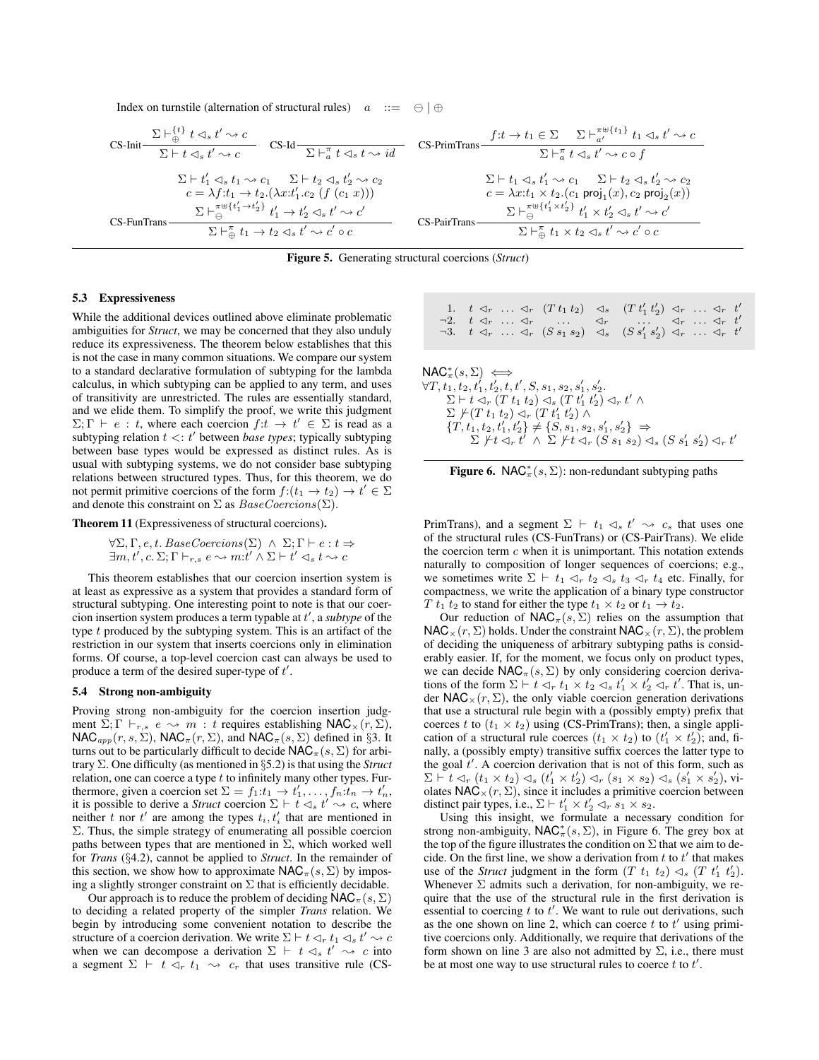Index on turnstile (alternation of structural rules) $\quad a \quad ::= \quad \ominus \mid \oplus$

$$
\text{CS-Init}\ \frac{\Sigma \vdash^{\{t\}}_{\oplus} t \lhd_s t' \leadsto c}{\Sigma \vdash t \lhd_s t' \leadsto c}
\qquad
\text{CS-Id}\ \frac{}{\Sigma \vdash^{\pi}_{a} t \lhd_s t \leadsto id}
\qquad
\text{CS-PrimTrans}\ \frac{f{:}t \to t_1 \in \Sigma \quad \Sigma \vdash^{\pi \uplus \{t_1\}}_{a'} t_1 \lhd_s t' \leadsto c}{\Sigma \vdash^{\pi}_{a} t \lhd_s t' \leadsto c \circ f}
$$

$$
\text{CS-FunTrans}\ \frac{\begin{array}{c}\Sigma \vdash t_1' \lhd_s t_1 \leadsto c_1 \quad \Sigma \vdash t_2 \lhd_s t_2' \leadsto c_2 \\ c = \lambda f{:}t_1 \to t_2.(\lambda x{:}t_1'.c_2\ (f\ (c_1\ x))) \\ \Sigma \vdash^{\pi \uplus \{t_1' \to t_2'\}}_{\ominus} t_1' \to t_2' \lhd_s t' \leadsto c'\end{array}}{\Sigma \vdash^{\pi}_{\oplus} t_1 \to t_2 \lhd_s t' \leadsto c' \circ c}
\qquad
\text{CS-PairTrans}\ \frac{\begin{array}{c}\Sigma \vdash t_1 \lhd_s t_1' \leadsto c_1 \quad \Sigma \vdash t_2 \lhd_s t_2' \leadsto c_2 \\ c = \lambda x{:}t_1 \times t_2.(c_1\ \mathsf{proj}_1(x), c_2\ \mathsf{proj}_2(x)) \\ \Sigma \vdash^{\pi \uplus \{t_1' \times t_2'\}}_{\ominus} t_1' \times t_2' \lhd_s t' \leadsto c'\end{array}}{\Sigma \vdash^{\pi}_{\oplus} t_1 \times t_2 \lhd_s t' \leadsto c' \circ c}
$$

**Figure 5.** Generating structural coercions (*Struct*)

### 5.3 Expressiveness

While the additional devices outlined above eliminate problematic ambiguities for *Struct*, we may be concerned that they also unduly reduce its expressiveness. The theorem below establishes that this is not the case in many common situations. We compare our system to a standard declarative formulation of subtyping for the lambda calculus, in which subtyping can be applied to any term, and uses of transitivity are unrestricted. The rules are essentially standard, and we elide them. To simplify the proof, we write this judgment $\Sigma; \Gamma \vdash e : t$, where each coercion $f{:}t \to t' \in \Sigma$ is read as a subtyping relation $t <: t'$ between *base types*; typically subtyping between base types would be expressed as distinct rules. As is usual with subtyping systems, we do not consider base subtyping relations between structured types. Thus, for this theorem, we do not permit primitive coercions of the form $f{:}(t_1 \to t_2) \to t' \in \Sigma$ and denote this constraint on $\Sigma$ as $BaseCoercions(\Sigma)$.

**Theorem 11** (Expressiveness of structural coercions)**.**

$$\forall \Sigma, \Gamma, e, t.\ BaseCoercions(\Sigma) \ \wedge\ \Sigma; \Gamma \vdash e : t \Rightarrow$$
$$\exists m, t', c.\ \Sigma; \Gamma \vdash_{r,s} e \leadsto m{:}t' \wedge \Sigma \vdash t' \lhd_s t \leadsto c$$

This theorem establishes that our coercion insertion system is at least as expressive as a system that provides a standard form of structural subtyping. One interesting point to note is that our coercion insertion system produces a term typable at $t'$, a *subtype* of the type $t$ produced by the subtyping system. This is an artifact of the restriction in our system that inserts coercions only in elimination forms. Of course, a top-level coercion cast can always be used to produce a term of the desired super-type of $t'$.

### 5.4 Strong non-ambiguity

Proving strong non-ambiguity for the coercion insertion judgment $\Sigma; \Gamma \vdash_{r,s} e \leadsto m : t$ requires establishing $\mathsf{NAC}_\times(r, \Sigma)$, $\mathsf{NAC}_{app}(r, s, \Sigma)$, $\mathsf{NAC}_\pi(r, \Sigma)$, and $\mathsf{NAC}_\pi(s, \Sigma)$ defined in §3. It turns out to be particularly difficult to decide $\mathsf{NAC}_\pi(s, \Sigma)$ for arbitrary $\Sigma$. One difficulty (as mentioned in §5.2) is that using the *Struct* relation, one can coerce a type $t$ to infinitely many other types. Furthermore, given a coercion set $\Sigma = f_1{:}t_1 \to t_1', \ldots, f_n{:}t_n \to t_n'$, it is possible to derive a *Struct* coercion $\Sigma \vdash t \lhd_s t' \leadsto c$, where neither $t$ nor $t'$ are among the types $t_i, t_i'$ that are mentioned in $\Sigma$. Thus, the simple strategy of enumerating all possible coercion paths between types that are mentioned in $\Sigma$, which worked well for *Trans* (§4.2), cannot be applied to *Struct*. In the remainder of this section, we show how to approximate $\mathsf{NAC}_\pi(s, \Sigma)$ by imposing a slightly stronger constraint on $\Sigma$ that is efficiently decidable.

Our approach is to reduce the problem of deciding $\mathsf{NAC}_\pi(s, \Sigma)$ to deciding a related property of the simpler *Trans* relation. We begin by introducing some convenient notation to describe the structure of a coercion derivation. We write $\Sigma \vdash t \lhd_r t_1 \lhd_s t' \leadsto c$ when we can decompose a derivation $\Sigma \vdash t \lhd_s t' \leadsto c$ into a segment $\Sigma \vdash t \lhd_r t_1 \leadsto c_r$ that uses transitive rule (CS-PrimTrans), and a segment $\Sigma \vdash t_1 \lhd_s t' \leadsto c_s$ that uses one of the structural rules (CS-FunTrans) or (CS-PairTrans). We elide the coercion term $c$ when it is unimportant. This notation extends naturally to composition of longer sequences of coercions; e.g., we sometimes write $\Sigma \vdash t_1 \lhd_r t_2 \lhd_s t_3 \lhd_r t_4$ etc. Finally, for compactness, we write the application of a binary type constructor $T\ t_1\ t_2$ to stand for either the type $t_1 \times t_2$ or $t_1 \to t_2$.

$$
\begin{array}{rl}
1. & t \lhd_r \ldots \lhd_r (T\, t_1\, t_2) \ \lhd_s\ (T\, t_1'\, t_2') \lhd_r \ldots \lhd_r t' \\
\neg 2. & t \lhd_r \ldots \lhd_r \quad \ldots \quad \lhd_r \quad \ldots \quad \lhd_r \ldots \lhd_r t' \\
\neg 3. & t \lhd_r \ldots \lhd_r (S\, s_1\, s_2) \ \lhd_s\ (S\, s_1'\, s_2') \lhd_r \ldots \lhd_r t'
\end{array}
$$

$$
\begin{array}{l}
\mathsf{NAC}^*_\pi(s, \Sigma) \iff \\
\forall T, t_1, t_2, t_1', t_2', t, t', S, s_1, s_2, s_1', s_2'. \\
\quad \Sigma \vdash t \lhd_r (T\ t_1\ t_2) \lhd_s (T\ t_1'\ t_2') \lhd_r t' \ \wedge \\
\quad \Sigma \not\vdash (T\ t_1\ t_2) \lhd_r (T\ t_1'\ t_2') \ \wedge \\
\quad \{T, t_1, t_2, t_1', t_2'\} \neq \{S, s_1, s_2, s_1', s_2'\} \ \Rightarrow \\
\qquad \Sigma \not\vdash t \lhd_r t' \ \wedge\ \Sigma \not\vdash t \lhd_r (S\ s_1\ s_2) \lhd_s (S\ s_1'\ s_2') \lhd_r t'
\end{array}
$$

**Figure 6.** $\mathsf{NAC}^*_\pi(s, \Sigma)$: non-redundant subtyping paths

Our reduction of $\mathsf{NAC}_\pi(s, \Sigma)$ relies on the assumption that $\mathsf{NAC}_\times(r, \Sigma)$ holds. Under the constraint $\mathsf{NAC}_\times(r, \Sigma)$, the problem of deciding the uniqueness of arbitrary subtyping paths is considerably easier. If, for the moment, we focus only on product types, we can decide $\mathsf{NAC}_\pi(s, \Sigma)$ by only considering coercion derivations of the form $\Sigma \vdash t \lhd_r t_1 \times t_2 \lhd_s t_1' \times t_2' \lhd_r t'$. That is, under $\mathsf{NAC}_\times(r, \Sigma)$, the only viable coercion generation derivations that use a structural rule begin with a (possibly empty) prefix that coerces $t$ to $(t_1 \times t_2)$ using (CS-PrimTrans); then, a single application of a structural rule coerces $(t_1 \times t_2)$ to $(t_1' \times t_2')$; and, finally, a (possibly empty) transitive suffix coerces the latter type to the goal $t'$. A coercion derivation that is not of this form, such as $\Sigma \vdash t \lhd_r (t_1 \times t_2) \lhd_s (t_1' \times t_2') \lhd_r (s_1 \times s_2) \lhd_s (s_1' \times s_2')$, violates $\mathsf{NAC}_\times(r, \Sigma)$, since it includes a primitive coercion between distinct pair types, i.e., $\Sigma \vdash t_1' \times t_2' \lhd_r s_1 \times s_2$.

Using this insight, we formulate a necessary condition for strong non-ambiguity, $\mathsf{NAC}^*_\pi(s, \Sigma)$, in Figure 6. The grey box at the top of the figure illustrates the condition on $\Sigma$ that we aim to decide. On the first line, we show a derivation from $t$ to $t'$ that makes use of the *Struct* judgment in the form $(T\ t_1\ t_2) \lhd_s (T\ t_1'\ t_2')$. Whenever $\Sigma$ admits such a derivation, for non-ambiguity, we require that the use of the structural rule in the first derivation is essential to coercing $t$ to $t'$. We want to rule out derivations, such as the one shown on line 2, which can coerce $t$ to $t'$ using primitive coercions only. Additionally, we require that derivations of the form shown on line 3 are also not admitted by $\Sigma$, i.e., there must be at most one way to use structural rules to coerce $t$ to $t'$.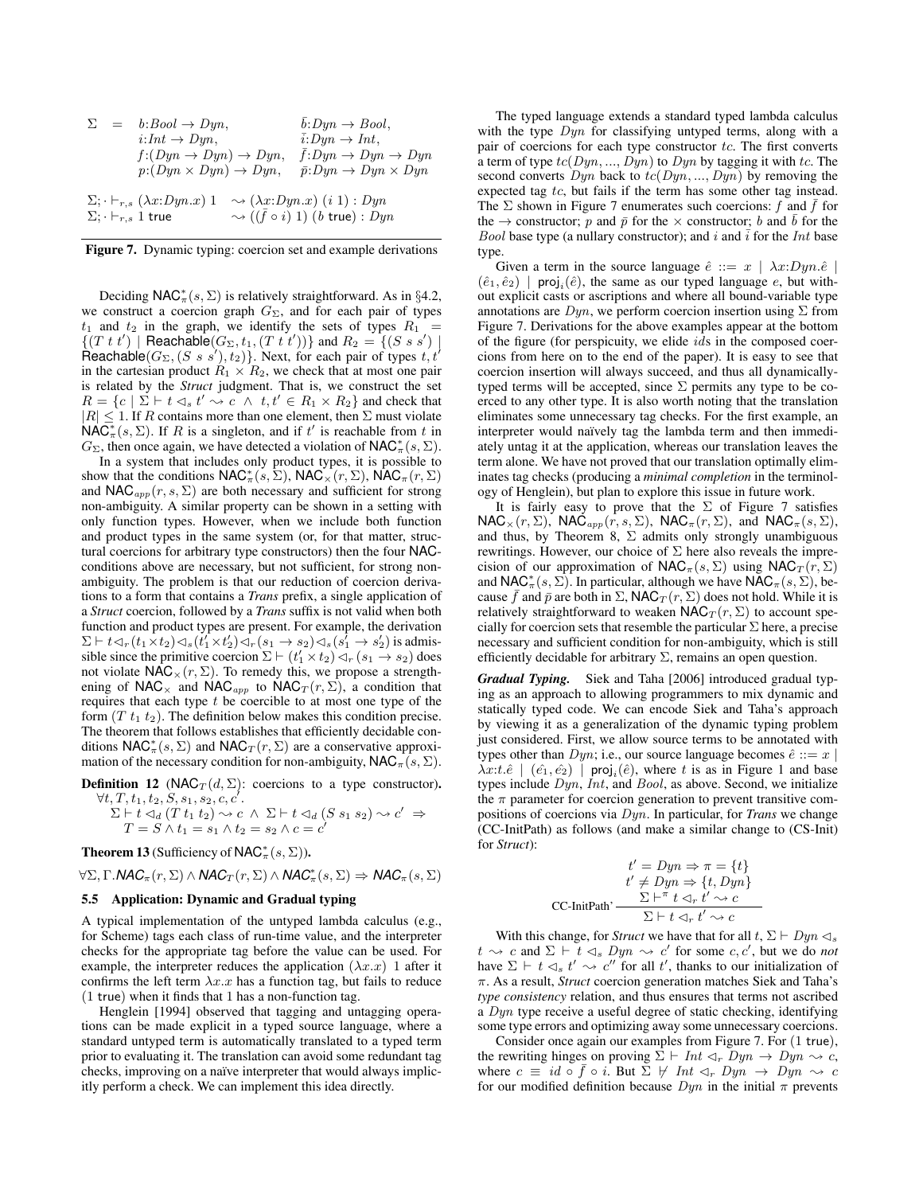$$\begin{array}{rcll}
\Sigma & = & b{:}Bool \to Dyn, & \bar{b}{:}Dyn \to Bool, \\
 & & i{:}Int \to Dyn, & \bar{i}{:}Dyn \to Int, \\
 & & f{:}(Dyn \to Dyn) \to Dyn, & \bar{f}{:}Dyn \to Dyn \to Dyn \\
 & & p{:}(Dyn \times Dyn) \to Dyn, & \bar{p}{:}Dyn \to Dyn \times Dyn
\end{array}$$

$$\begin{array}{ll}
\Sigma; \cdot \vdash_{r,s} (\lambda x{:}Dyn.x)\ 1 & \rightsquigarrow (\lambda x{:}Dyn.x)\ (i\ 1) : Dyn \\
\Sigma; \cdot \vdash_{r,s} 1\ \mathsf{true} & \rightsquigarrow ((\bar{f} \circ i)\ 1)\ (b\ \mathsf{true}) : Dyn
\end{array}$$

**Figure 7.** Dynamic typing: coercion set and example derivations

Deciding $\mathsf{NAC}^*_\pi(s, \Sigma)$ is relatively straightforward. As in §4.2, we construct a coercion graph $G_\Sigma$, and for each pair of types $t_1$ and $t_2$ in the graph, we identify the sets of types $R_1 = \{(T\ t\ t') \mid \mathsf{Reachable}(G_\Sigma, t_1, (T\ t\ t'))\}$ and $R_2 = \{(S\ s\ s') \mid \mathsf{Reachable}(G_\Sigma, (S\ s\ s'), t_2)\}$. Next, for each pair of types $t, t'$ in the cartesian product $R_1 \times R_2$, we check that at most one pair is related by the *Struct* judgment. That is, we construct the set $R = \{c \mid \Sigma \vdash t \lhd_s t' \rightsquigarrow c\ \wedge\ t, t' \in R_1 \times R_2\}$ and check that $|R| \leq 1$. If $R$ contains more than one element, then $\Sigma$ must violate $\mathsf{NAC}^*_\pi(s, \Sigma)$. If $R$ is a singleton, and if $t'$ is reachable from $t$ in $G_\Sigma$, then once again, we have detected a violation of $\mathsf{NAC}^*_\pi(s, \Sigma)$.

In a system that includes only product types, it is possible to show that the conditions $\mathsf{NAC}^*_\pi(s, \Sigma)$, $\mathsf{NAC}_\times(r, \Sigma)$, $\mathsf{NAC}_\pi(r, \Sigma)$ and $\mathsf{NAC}_{app}(r, s, \Sigma)$ are both necessary and sufficient for strong non-ambiguity. A similar property can be shown in a setting with only function types. However, when we include both function and product types in the same system (or, for that matter, structural coercions for arbitrary type constructors) then the four NAC-conditions above are necessary, but not sufficient, for strong non-ambiguity. The problem is that our reduction of coercion derivations to a form that contains a *Trans* prefix, a single application of a *Struct* coercion, followed by a *Trans* suffix is not valid when both function and product types are present. For example, the derivation $\Sigma \vdash t \lhd_r (t_1 \times t_2) \lhd_s (t'_1 \times t'_2) \lhd_r (s_1 \to s_2) \lhd_s (s'_1 \to s'_2)$ is admissible since the primitive coercion $\Sigma \vdash (t'_1 \times t_2) \lhd_r (s_1 \to s_2)$ does not violate $\mathsf{NAC}_\times(r, \Sigma)$. To remedy this, we propose a strengthening of $\mathsf{NAC}_\times$ and $\mathsf{NAC}_{app}$ to $\mathsf{NAC}_T(r, \Sigma)$, a condition that requires that each type $t$ be coercible to at most one type of the form $(T\ t_1\ t_2)$. The definition below makes this condition precise. The theorem that follows establishes that efficiently decidable conditions $\mathsf{NAC}^*_\pi(s, \Sigma)$ and $\mathsf{NAC}_T(r, \Sigma)$ are a conservative approximation of the necessary condition for non-ambiguity, $\mathsf{NAC}_\pi(s, \Sigma)$.

**Definition 12** ($\mathsf{NAC}_T(d, \Sigma)$: coercions to a type constructor)**.** $\forall t, T, t_1, t_2, S, s_1, s_2, c, c'.$
$$\Sigma \vdash t \lhd_d (T\ t_1\ t_2) \rightsquigarrow c\ \wedge\ \Sigma \vdash t \lhd_d (S\ s_1\ s_2) \rightsquigarrow c' \Rightarrow T = S \wedge t_1 = s_1 \wedge t_2 = s_2 \wedge c = c'$$

**Theorem 13** (Sufficiency of $\mathsf{NAC}^*_\pi(s, \Sigma)$)**.**

$$\forall \Sigma, \Gamma. \mathit{NAC}_\pi(r, \Sigma) \wedge \mathit{NAC}_T(r, \Sigma) \wedge \mathit{NAC}^*_\pi(s, \Sigma) \Rightarrow \mathit{NAC}_\pi(s, \Sigma)$$

### 5.5 Application: Dynamic and Gradual typing

A typical implementation of the untyped lambda calculus (e.g., for Scheme) tags each class of run-time value, and the interpreter checks for the appropriate tag before the value can be used. For example, the interpreter reduces the application $(\lambda x.x)\ 1$ after it confirms the left term $\lambda x.x$ has a function tag, but fails to reduce $(1\ \mathsf{true})$ when it finds that 1 has a non-function tag.

Henglein [1994] observed that tagging and untagging operations can be made explicit in a typed source language, where a standard untyped term is automatically translated to a typed term prior to evaluating it. The translation can avoid some redundant tag checks, improving on a naïve interpreter that would always implicitly perform a check. We can implement this idea directly.

The typed language extends a standard typed lambda calculus with the type $Dyn$ for classifying untyped terms, along with a pair of coercions for each type constructor $tc$. The first converts a term of type $tc(Dyn, ..., Dyn)$ to $Dyn$ by tagging it with $tc$. The second converts $Dyn$ back to $tc(Dyn, ..., Dyn)$ by removing the expected tag $tc$, but fails if the term has some other tag instead. The $\Sigma$ shown in Figure 7 enumerates such coercions: $f$ and $\bar{f}$ for the $\to$ constructor; $p$ and $\bar{p}$ for the $\times$ constructor; $b$ and $\bar{b}$ for the $Bool$ base type (a nullary constructor); and $i$ and $\bar{i}$ for the $Int$ base type.

Given a term in the source language $\hat{e} ::= x \mid \lambda x{:}Dyn.\hat{e} \mid (\hat{e}_1, \hat{e}_2) \mid \mathsf{proj}_i(\hat{e})$, the same as our typed language $e$, but without explicit casts or ascriptions and where all bound-variable type annotations are $Dyn$, we perform coercion insertion using $\Sigma$ from Figure 7. Derivations for the above examples appear at the bottom of the figure (for perspicuity, we elide $id$s in the composed coercions from here on to the end of the paper). It is easy to see that coercion insertion will always succeed, and thus all dynamically-typed terms will be accepted, since $\Sigma$ permits any type to be coerced to any other type. It is also worth noting that the translation eliminates some unnecessary tag checks. For the first example, an interpreter would naïvely tag the lambda term and then immediately untag it at the application, whereas our translation leaves the term alone. We have not proved that our translation optimally eliminates tag checks (producing a *minimal completion* in the terminology of Henglein), but plan to explore this issue in future work.

It is fairly easy to prove that the $\Sigma$ of Figure 7 satisfies $\mathsf{NAC}_\times(r, \Sigma)$, $\mathsf{NAC}_{app}(r, s, \Sigma)$, $\mathsf{NAC}_\pi(r, \Sigma)$, and $\mathsf{NAC}_\pi(s, \Sigma)$, and thus, by Theorem 8, $\Sigma$ admits only strongly unambiguous rewritings. However, our choice of $\Sigma$ here also reveals the imprecision of our approximation of $\mathsf{NAC}_\pi(s, \Sigma)$ using $\mathsf{NAC}_T(r, \Sigma)$ and $\mathsf{NAC}^*_\pi(s, \Sigma)$. In particular, although we have $\mathsf{NAC}_\pi(s, \Sigma)$, because $\bar{f}$ and $\bar{p}$ are both in $\Sigma$, $\mathsf{NAC}_T(r, \Sigma)$ does not hold. While it is relatively straightforward to weaken $\mathsf{NAC}_T(r, \Sigma)$ to account specially for coercion sets that resemble the particular $\Sigma$ here, a precise necessary and sufficient condition for non-ambiguity, which is still efficiently decidable for arbitrary $\Sigma$, remains an open question.

***Gradual Typing.*** Siek and Taha [2006] introduced gradual typing as an approach to allowing programmers to mix dynamic and statically typed code. We can encode Siek and Taha's approach by viewing it as a generalization of the dynamic typing problem just considered. First, we allow source terms to be annotated with types other than $Dyn$; i.e., our source language becomes $\hat{e} ::= x \mid \lambda x{:}t.\hat{e} \mid (\hat{e_1}, \hat{e_2}) \mid \mathsf{proj}_i(\hat{e})$, where $t$ is as in Figure 1 and base types include $Dyn$, $Int$, and $Bool$, as above. Second, we initialize the $\pi$ parameter for coercion generation to prevent transitive compositions of coercions via $Dyn$. In particular, for *Trans* we change (CC-InitPath) as follows (and make a similar change to (CS-Init) for *Struct*):

$$\text{CC-InitPath'}\ \frac{\begin{array}{c} t' = Dyn \Rightarrow \pi = \{t\} \\ t' \neq Dyn \Rightarrow \{t, Dyn\} \\ \Sigma \vdash^\pi t \lhd_r t' \rightsquigarrow c \end{array}}{\Sigma \vdash t \lhd_r t' \rightsquigarrow c}$$

With this change, for *Struct* we have that for all $t$, $\Sigma \vdash Dyn \lhd_s t \rightsquigarrow c$ and $\Sigma \vdash t \lhd_s Dyn \rightsquigarrow c'$ for some $c, c'$, but we do *not* have $\Sigma \vdash t \lhd_s t' \rightsquigarrow c''$ for all $t'$, thanks to our initialization of $\pi$. As a result, *Struct* coercion generation matches Siek and Taha's *type consistency* relation, and thus ensures that terms not ascribed a $Dyn$ type receive a useful degree of static checking, identifying some type errors and optimizing away some unnecessary coercions.

Consider once again our examples from Figure 7. For $(1\ \mathsf{true})$, the rewriting hinges on proving $\Sigma \vdash Int \lhd_r Dyn \to Dyn \rightsquigarrow c$, where $c \equiv id \circ \bar{f} \circ i$. But $\Sigma \not\vdash Int \lhd_r Dyn \to Dyn \rightsquigarrow c$ for our modified definition because $Dyn$ in the initial $\pi$ prevents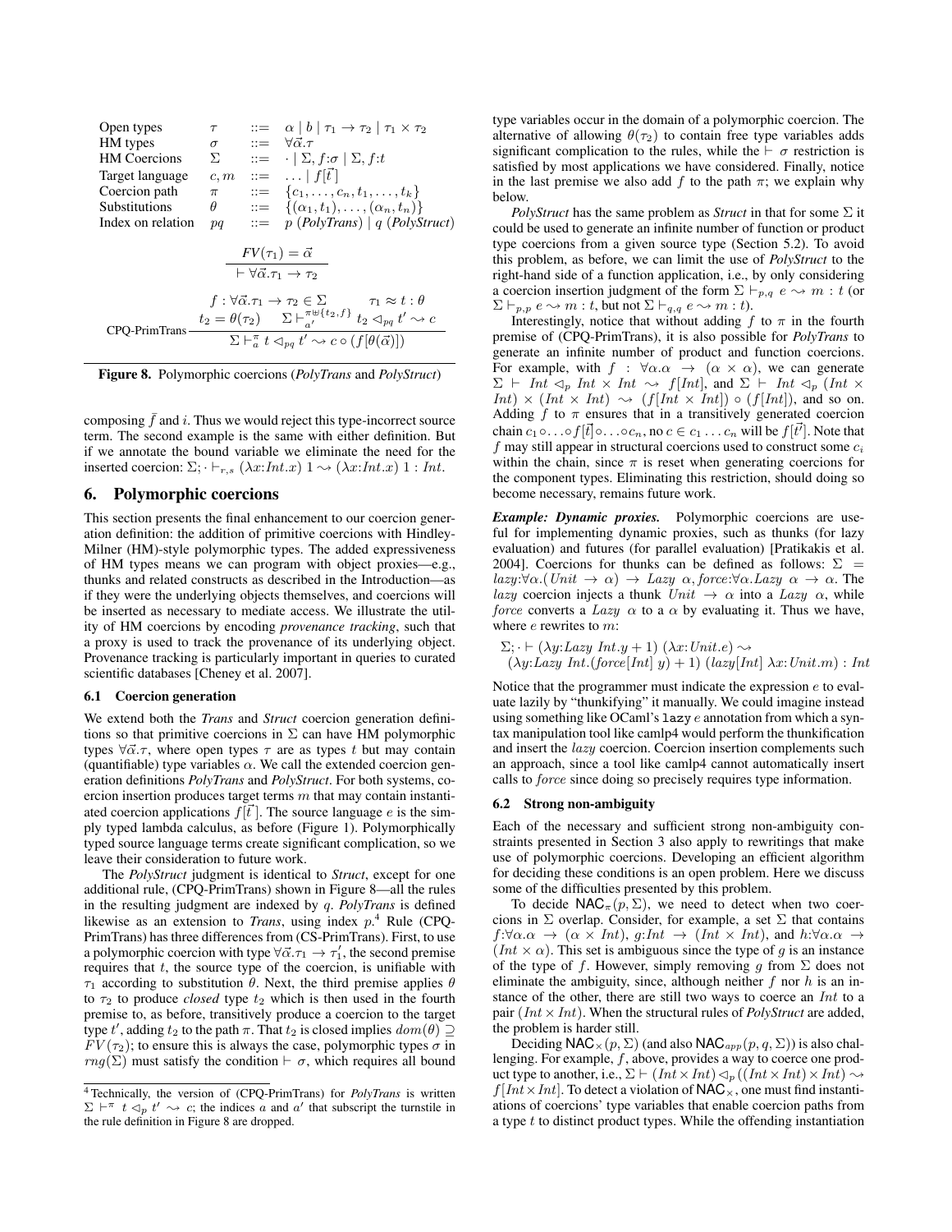| | | | |
|---|---|---|---|
| Open types | $\tau$ | $::=$ | $\alpha \mid b \mid \tau_1 \to \tau_2 \mid \tau_1 \times \tau_2$ |
| HM types | $\sigma$ | $::=$ | $\forall\vec{\alpha}.\tau$ |
| HM Coercions | $\Sigma$ | $::=$ | $\cdot \mid \Sigma, f{:}\sigma \mid \Sigma, f{:}t$ |
| Target language | $c, m$ | $::=$ | $\ldots \mid f[\vec{t}]$ |
| Coercion path | $\pi$ | $::=$ | $\{c_1, \ldots, c_n, t_1, \ldots, t_k\}$ |
| Substitutions | $\theta$ | $::=$ | $\{(\alpha_1, t_1), \ldots, (\alpha_n, t_n)\}$ |
| Index on relation | $pq$ | $::=$ | $p$ (*PolyTrans*) $\mid q$ (*PolyStruct*) |

$$\frac{FV(\tau_1) = \vec{\alpha}}{\vdash \forall\vec{\alpha}.\tau_1 \to \tau_2}$$

$$\text{CPQ-PrimTrans}\ \frac{\begin{array}{cc} f : \forall\vec{\alpha}.\tau_1 \to \tau_2 \in \Sigma & \tau_1 \approx t : \theta \\ t_2 = \theta(\tau_2) & \Sigma \vdash_{a'}^{\pi \uplus \{t_2, f\}} t_2 \lhd_{pq} t' \leadsto c \end{array}}{\Sigma \vdash_a^{\pi} t \lhd_{pq} t' \leadsto c \circ (f[\theta(\vec{\alpha})])}$$

**Figure 8.** Polymorphic coercions (*PolyTrans* and *PolyStruct*)

composing $\bar{f}$ and $i$. Thus we would reject this type-incorrect source term. The second example is the same with either definition. But if we annotate the bound variable we eliminate the need for the inserted coercion: $\Sigma; \cdot \vdash_{r,s} (\lambda x{:}Int.x)\ 1 \leadsto (\lambda x{:}Int.x)\ 1 : Int$.

## 6. Polymorphic coercions

This section presents the final enhancement to our coercion generation definition: the addition of primitive coercions with Hindley-Milner (HM)-style polymorphic types. The added expressiveness of HM types means we can program with object proxies—e.g., thunks and related constructs as described in the Introduction—as if they were the underlying objects themselves, and coercions will be inserted as necessary to mediate access. We illustrate the utility of HM coercions by encoding *provenance tracking*, such that a proxy is used to track the provenance of its underlying object. Provenance tracking is particularly important in queries to curated scientific databases [Cheney et al. 2007].

### 6.1 Coercion generation

We extend both the *Trans* and *Struct* coercion generation definitions so that primitive coercions in $\Sigma$ can have HM polymorphic types $\forall\vec{\alpha}.\tau$, where open types $\tau$ are as types $t$ but may contain (quantifiable) type variables $\alpha$. We call the extended coercion generation definitions *PolyTrans* and *PolyStruct*. For both systems, coercion insertion produces target terms $m$ that may contain instantiated coercion applications $f[\vec{t}]$. The source language $e$ is the simply typed lambda calculus, as before (Figure 1). Polymorphically typed source language terms create significant complication, so we leave their consideration to future work.

The *PolyStruct* judgment is identical to *Struct*, except for one additional rule, (CPQ-PrimTrans) shown in Figure 8—all the rules in the resulting judgment are indexed by $q$. *PolyTrans* is defined likewise as an extension to *Trans*, using index $p$.[4] Rule (CPQ-PrimTrans) has three differences from (CS-PrimTrans). First, to use a polymorphic coercion with type $\forall\vec{\alpha}.\tau_1 \to \tau_1'$, the second premise requires that $t$, the source type of the coercion, is unifiable with $\tau_1$ according to substitution $\theta$. Next, the third premise applies $\theta$ to $\tau_2$ to produce *closed* type $t_2$ which is then used in the fourth premise to, as before, transitively produce a coercion to the target type $t'$, adding $t_2$ to the path $\pi$. That $t_2$ is closed implies $dom(\theta) \supseteq FV(\tau_2)$; to ensure this is always the case, polymorphic types $\sigma$ in $rng(\Sigma)$ must satisfy the condition $\vdash \sigma$, which requires all bound type variables occur in the domain of a polymorphic coercion. The alternative of allowing $\theta(\tau_2)$ to contain free type variables adds significant complication to the rules, while the $\vdash \sigma$ restriction is satisfied by most applications we have considered. Finally, notice in the last premise we also add $f$ to the path $\pi$; we explain why below.

*PolyStruct* has the same problem as *Struct* in that for some $\Sigma$ it could be used to generate an infinite number of function or product type coercions from a given source type (Section 5.2). To avoid this problem, as before, we can limit the use of *PolyStruct* to the right-hand side of a function application, i.e., by only considering a coercion insertion judgment of the form $\Sigma \vdash_{p,q} e \leadsto m : t$ (or $\Sigma \vdash_{p,p} e \leadsto m : t$, but not $\Sigma \vdash_{q,q} e \leadsto m : t$).

Interestingly, notice that without adding $f$ to $\pi$ in the fourth premise of (CPQ-PrimTrans), it is also possible for *PolyTrans* to generate an infinite number of product and function coercions. For example, with $f : \forall\alpha.\alpha \to (\alpha \times \alpha)$, we can generate $\Sigma \vdash Int \lhd_p Int \times Int \leadsto f[Int]$, and $\Sigma \vdash Int \lhd_p (Int \times Int) \times (Int \times Int) \leadsto (f[Int \times Int]) \circ (f[Int])$, and so on. Adding $f$ to $\pi$ ensures that in a transitively generated coercion chain $c_1 \circ \ldots \circ f[\vec{t}] \circ \ldots \circ c_n$, no $c \in c_1 \ldots c_n$ will be $f[\vec{t'}]$. Note that $f$ may still appear in structural coercions used to construct some $c_i$ within the chain, since $\pi$ is reset when generating coercions for the component types. Eliminating this restriction, should doing so become necessary, remains future work.

***Example: Dynamic proxies.*** Polymorphic coercions are useful for implementing dynamic proxies, such as thunks (for lazy evaluation) and futures (for parallel evaluation) [Pratikakis et al. 2004]. Coercions for thunks can be defined as follows: $\Sigma = lazy{:}\forall\alpha.(Unit \to \alpha) \to Lazy\ \alpha, force{:}\forall\alpha.Lazy\ \alpha \to \alpha$. The $lazy$ coercion injects a thunk $Unit \to \alpha$ into a $Lazy\ \alpha$, while $force$ converts a $Lazy\ \alpha$ to a $\alpha$ by evaluating it. Thus we have, where $e$ rewrites to $m$:

$$\begin{array}{l}\Sigma; \cdot \vdash (\lambda y{:}Lazy\ Int.y + 1)\ (\lambda x{:}Unit.e) \leadsto \\ \quad (\lambda y{:}Lazy\ Int.(force[Int]\ y) + 1)\ (lazy[Int]\ \lambda x{:}Unit.m) : Int\end{array}$$

Notice that the programmer must indicate the expression $e$ to evaluate lazily by "thunkifying" it manually. We could imagine instead using something like OCaml's `lazy` $e$ annotation from which a syntax manipulation tool like camlp4 would perform the thunkification and insert the $lazy$ coercion. Coercion insertion complements such an approach, since a tool like camlp4 cannot automatically insert calls to $force$ since doing so precisely requires type information.

### 6.2 Strong non-ambiguity

Each of the necessary and sufficient strong non-ambiguity constraints presented in Section 3 also apply to rewritings that make use of polymorphic coercions. Developing an efficient algorithm for deciding these conditions is an open problem. Here we discuss some of the difficulties presented by this problem.

To decide $\mathsf{NAC}_\pi(p, \Sigma)$, we need to detect when two coercions in $\Sigma$ overlap. Consider, for example, a set $\Sigma$ that contains $f{:}\forall\alpha.\alpha \to (\alpha \times Int)$, $g{:}Int \to (Int \times Int)$, and $h{:}\forall\alpha.\alpha \to (Int \times \alpha)$. This set is ambiguous since the type of $g$ is an instance of the type of $f$. However, simply removing $g$ from $\Sigma$ does not eliminate the ambiguity, since, although neither $f$ nor $h$ is an instance of the other, there are still two ways to coerce an $Int$ to a pair $(Int \times Int)$. When the structural rules of *PolyStruct* are added, the problem is harder still.

Deciding $\mathsf{NAC}_\times(p, \Sigma)$ (and also $\mathsf{NAC}_{app}(p, q, \Sigma)$) is also challenging. For example, $f$, above, provides a way to coerce one product type to another, i.e., $\Sigma \vdash (Int \times Int) \lhd_p ((Int \times Int) \times Int) \leadsto f[Int \times Int]$. To detect a violation of $\mathsf{NAC}_\times$, one must find instantiations of coercions' type variables that enable coercion paths from a type $t$ to distinct product types. While the offending instantiation

[4] Technically, the version of (CPQ-PrimTrans) for *PolyTrans* is written $\Sigma \vdash^{\pi} t \lhd_p t' \leadsto c$; the indices $a$ and $a'$ that subscript the turnstile in the rule definition in Figure 8 are dropped.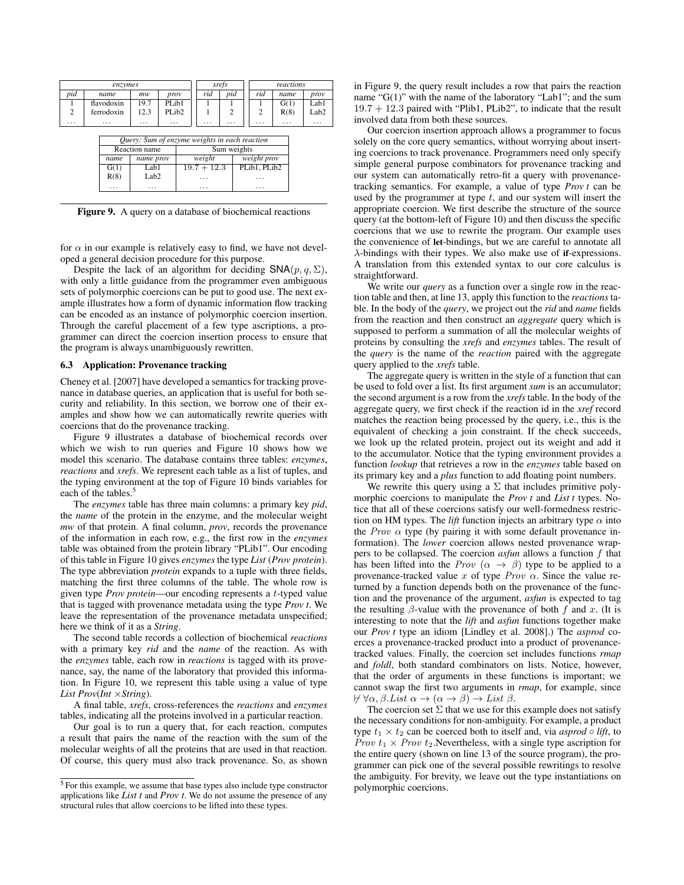| *enzymes* | | | |
|---|---|---|---|
| *pid* | *name* | *mw* | *prov* |
| 1 | flavodoxin | 19.7 | PLib1 |
| 2 | ferrodoxin | 12.3 | PLib2 |
| ... | ... | ... | ... |

| *xrefs* | |
|---|---|
| *rid* | *pid* |
| 1 | 1 |
| 1 | 2 |
| ... | ... |

| *reactions* | | |
|---|---|---|
| *rid* | *name* | *prov* |
| 1 | G(1) | Lab1 |
| 2 | R(8) | Lab2 |
| ... | ... | ... |

| *Query: Sum of enzyme weights in each reaction* | | | |
|---|---|---|---|
| Reaction name | | Sum weights | |
| *name* | *name prov* | *weight* | *weight prov* |
| G(1) | Lab1 | $19.7 + 12.3$ | PLib1, PLib2 |
| R(8) | Lab2 | ... | ... |
| ... | ... | ... | ... |

**Figure 9.** A query on a database of biochemical reactions

for $\alpha$ in our example is relatively easy to find, we have not developed a general decision procedure for this purpose.

Despite the lack of an algorithm for deciding $\mathsf{SNA}(p, q, \Sigma)$, with only a little guidance from the programmer even ambiguous sets of polymorphic coercions can be put to good use. The next example illustrates how a form of dynamic information flow tracking can be encoded as an instance of polymorphic coercion insertion. Through the careful placement of a few type ascriptions, a programmer can direct the coercion insertion process to ensure that the program is always unambiguously rewritten.

### 6.3 Application: Provenance tracking

Cheney et al. [2007] have developed a semantics for tracking provenance in database queries, an application that is useful for both security and reliability. In this section, we borrow one of their examples and show how we can automatically rewrite queries with coercions that do the provenance tracking.

Figure 9 illustrates a database of biochemical records over which we wish to run queries and Figure 10 shows how we model this scenario. The database contains three tables: *enzymes*, *reactions* and *xrefs*. We represent each table as a list of tuples, and the typing environment at the top of Figure 10 binds variables for each of the tables.[5]

The *enzymes* table has three main columns: a primary key *pid*, the *name* of the protein in the enzyme, and the molecular weight *mw* of that protein. A final column, *prov*, records the provenance of the information in each row, e.g., the first row in the *enzymes* table was obtained from the protein library "PLib1". Our encoding of this table in Figure 10 gives *enzymes* the type *List* (*Prov protein*). The type abbreviation *protein* expands to a tuple with three fields, matching the first three columns of the table. The whole row is given type *Prov protein*—our encoding represents a $t$-typed value that is tagged with provenance metadata using the type *Prov t*. We leave the representation of the provenance metadata unspecified; here we think of it as a *String*.

The second table records a collection of biochemical *reactions* with a primary key *rid* and the *name* of the reaction. As with the *enzymes* table, each row in *reactions* is tagged with its provenance, say, the name of the laboratory that provided this information. In Figure 10, we represent this table using a value of type *List Prov*(*Int* ×*String*).

A final table, *xrefs*, cross-references the *reactions* and *enzymes* tables, indicating all the proteins involved in a particular reaction.

Our goal is to run a query that, for each reaction, computes a result that pairs the name of the reaction with the sum of the molecular weights of all the proteins that are used in that reaction. Of course, this query must also track provenance. So, as shown in Figure 9, the query result includes a row that pairs the reaction name "G(1)" with the name of the laboratory "Lab1"; and the sum $19.7 + 12.3$ paired with "Plib1, PLib2", to indicate that the result involved data from both these sources.

Our coercion insertion approach allows a programmer to focus solely on the core query semantics, without worrying about inserting coercions to track provenance. Programmers need only specify simple general purpose combinators for provenance tracking and our system can automatically retro-fit a query with provenance-tracking semantics. For example, a value of type *Prov t* can be used by the programmer at type $t$, and our system will insert the appropriate coercion. We first describe the structure of the source query (at the bottom-left of Figure 10) and then discuss the specific coercions that we use to rewrite the program. Our example uses the convenience of **let**-bindings, but we are careful to annotate all $\lambda$-bindings with their types. We also make use of **if**-expressions. A translation from this extended syntax to our core calculus is straightforward.

We write our *query* as a function over a single row in the reaction table and then, at line 13, apply this function to the *reactions* table. In the body of the *query*, we project out the *rid* and *name* fields from the reaction and then construct an *aggregate* query which is supposed to perform a summation of all the molecular weights of proteins by consulting the *xrefs* and *enzymes* tables. The result of the *query* is the name of the *reaction* paired with the aggregate query applied to the *xrefs* table.

The aggregate query is written in the style of a function that can be used to fold over a list. Its first argument *sum* is an accumulator; the second argument is a row from the *xrefs* table. In the body of the aggregate query, we first check if the reaction id in the *xref* record matches the reaction being processed by the query, i.e., this is the equivalent of checking a join constraint. If the check succeeds, we look up the related protein, project out its weight and add it to the accumulator. Notice that the typing environment provides a function *lookup* that retrieves a row in the *enzymes* table based on its primary key and a *plus* function to add floating point numbers.

We rewrite this query using a $\Sigma$ that includes primitive polymorphic coercions to manipulate the *Prov t* and *List t* types. Notice that all of these coercions satisfy our well-formedness restriction on HM types. The *lift* function injects an arbitrary type $\alpha$ into the $Prov\ \alpha$ type (by pairing it with some default provenance information). The *lower* coercion allows nested provenance wrappers to be collapsed. The coercion *asfun* allows a function $f$ that has been lifted into the $Prov\ (\alpha \rightarrow \beta)$ type to be applied to a provenance-tracked value $x$ of type $Prov\ \alpha$. Since the value returned by a function depends both on the provenance of the function and the provenance of the argument, *asfun* is expected to tag the resulting $\beta$-value with the provenance of both $f$ and $x$. (It is interesting to note that the *lift* and *asfun* functions together make our *Prov t* type an idiom [Lindley et al. 2008].) The *asprod* coerces a provenance-tracked product into a product of provenance-tracked values. Finally, the coercion set includes functions *rmap* and *foldl*, both standard combinators on lists. Notice, however, that the order of arguments in these functions is important; we cannot swap the first two arguments in *rmap*, for example, since $\not\vdash \forall\alpha, \beta. List\ \alpha \rightarrow (\alpha \rightarrow \beta) \rightarrow List\ \beta$.

The coercion $\Sigma$ that we use for this example does not satisfy the necessary conditions for non-ambiguity. For example, a product type $t_1 \times t_2$ can be coerced both to itself and, via *asprod* ∘ *lift*, to $Prov\ t_1 \times Prov\ t_2$. Nevertheless, with a single type ascription for the entire query (shown on line 13 of the source program), the programmer can pick one of the several possible rewritings to resolve the ambiguity. For brevity, we leave out the type instantiations on polymorphic coercions.

[5] For this example, we assume that base types also include type constructor applications like *List t* and *Prov t*. We do not assume the presence of any structural rules that allow coercions to be lifted into these types.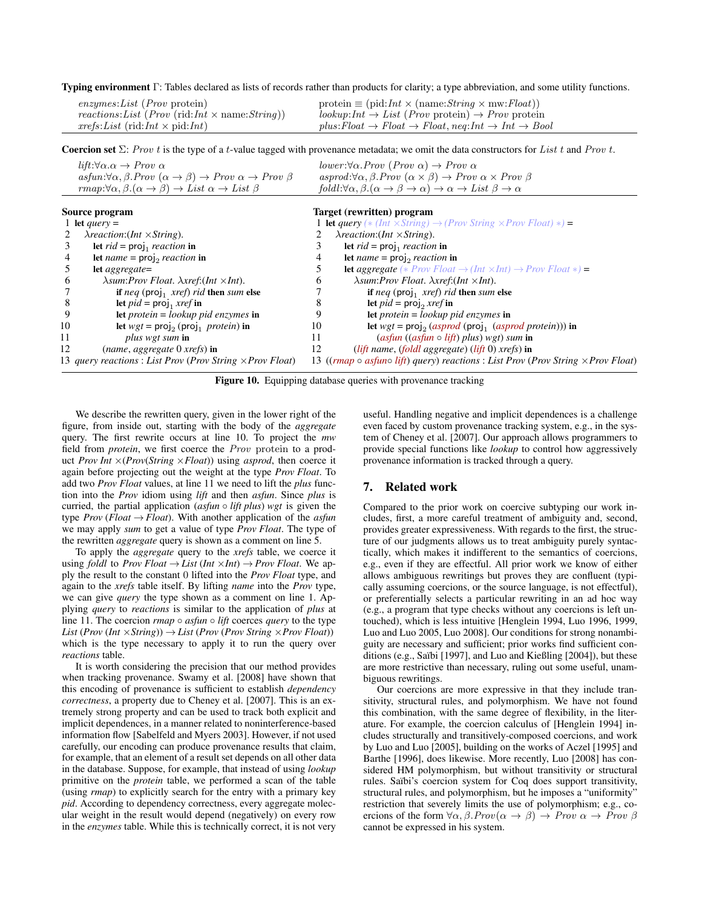**Typing environment** $\Gamma$: Tables declared as lists of records rather than products for clarity; a type abbreviation, and some utility functions.

$enzymes{:}List\ (Prov\ \text{protein})$ $\quad$ $\text{protein} \equiv (\text{pid}{:}Int \times (\text{name}{:}String \times \text{mw}{:}Float))$

$reactions{:}List\ (Prov\ (\text{rid}{:}Int \times \text{name}{:}String))$ $\quad$ $lookup{:}Int \to List\ (Prov\ \text{protein}) \to Prov\ \text{protein}$

$xrefs{:}List\ (\text{rid}{:}Int \times \text{pid}{:}Int)$ $\quad$ $plus{:}Float \to Float \to Float,\ neq{:}Int \to Int \to Bool$

**Coercion set** $\Sigma$: $Prov\ t$ is the type of a $t$-value tagged with provenance metadata; we omit the data constructors for $List\ t$ and $Prov\ t$.

$lift{:}\forall\alpha.\alpha \to Prov\ \alpha$ $\quad$ $lower{:}\forall\alpha.Prov\ (Prov\ \alpha) \to Prov\ \alpha$

$asfun{:}\forall\alpha,\beta.Prov\ (\alpha \to \beta) \to Prov\ \alpha \to Prov\ \beta$ $\quad$ $asprod{:}\forall\alpha,\beta.Prov\ (\alpha \times \beta) \to Prov\ \alpha \times Prov\ \beta$

$rmap{:}\forall\alpha,\beta.(\alpha \to \beta) \to List\ \alpha \to List\ \beta$ $\quad$ $foldl{:}\forall\alpha,\beta.(\alpha \to \beta \to \alpha) \to \alpha \to List\ \beta \to \alpha$

**Source program**

```
1  let query =
2    λreaction:(Int ×String).
3      let rid = proj1 reaction in
4      let name = proj2 reaction in
5      let aggregate=
6        λsum:Prov Float. λxref:(Int ×Int).
7          if neq (proj1 xref) rid then sum else
8          let pid = proj1 xref in
9          let protein = lookup pid enzymes in
10         let wgt = proj2 (proj1 protein) in
11           plus wgt sum in
12       (name, aggregate 0 xrefs) in
13 query reactions : List Prov (Prov String ×Prov Float)
```

**Target (rewritten) program**

```
1  let query (* (Int ×String) → (Prov String ×Prov Float) *) =
2    λreaction:(Int ×String).
3      let rid = proj1 reaction in
4      let name = proj2 reaction in
5      let aggregate (* Prov Float → (Int ×Int) → Prov Float *) =
6        λsum:Prov Float. λxref:(Int ×Int).
7          if neq (proj1 xref) rid then sum else
8          let pid = proj2 xref in
9          let protein = lookup pid enzymes in
10         let wgt = proj2 (asprod (proj1 (asprod protein))) in
11           (asfun ((asfun ∘ lift) plus) wgt) sum in
12       ((lift name, (foldl aggregate) (lift 0) xrefs) in
13 ((rmap ∘ asfun∘ lift) query) reactions : List Prov (Prov String ×Prov Float)
```

**Figure 10.** Equipping database queries with provenance tracking

We describe the rewritten query, given in the lower right of the figure, from inside out, starting with the body of the *aggregate* query. The first rewrite occurs at line 10. To project the *mw* field from *protein*, we first coerce the $Prov$ protein to a product *Prov Int* $\times$(*Prov*(*String* $\times$*Float*)) using *asprod*, then coerce it again before projecting out the weight at the type *Prov Float*. To add two *Prov Float* values, at line 11 we need to lift the *plus* function into the *Prov* idiom using *lift* and then *asfun*. Since *plus* is curried, the partial application (*asfun* $\circ$ *lift plus*) *wgt* is given the type *Prov* (*Float* $\to$ *Float*). With another application of the *asfun* we may apply *sum* to get a value of type *Prov Float*. The type of the rewritten *aggregate* query is shown as a comment on line 5.

To apply the *aggregate* query to the *xrefs* table, we coerce it using *foldl* to *Prov Float* $\to$ *List* (*Int* $\times$*Int*) $\to$ *Prov Float*. We apply the result to the constant 0 lifted into the *Prov Float* type, and again to the *xrefs* table itself. By lifting *name* into the *Prov* type, we can give *query* the type shown as a comment on line 1. Applying *query* to *reactions* is similar to the application of *plus* at line 11. The coercion *rmap* $\circ$ *asfun* $\circ$ *lift* coerces *query* to the type *List* (*Prov* (*Int* $\times$*String*)) $\to$ *List* (*Prov* (*Prov String* $\times$*Prov Float*)) which is the type necessary to apply it to run the query over *reactions* table.

It is worth considering the precision that our method provides when tracking provenance. Swamy et al. [2008] have shown that this encoding of provenance is sufficient to establish *dependency correctness*, a property due to Cheney et al. [2007]. This is an extremely strong property and can be used to track both explicit and implicit dependences, in a manner related to noninterference-based information flow [Sabelfeld and Myers 2003]. However, if not used carefully, our encoding can produce provenance results that claim, for example, that an element of a result set depends on all other data in the database. Suppose, for example, that instead of using *lookup* primitive on the *protein* table, we performed a scan of the table (using *rmap*) to explicitly search for the entry with a primary key *pid*. According to dependency correctness, every aggregate molecular weight in the result would depend (negatively) on every row in the *enzymes* table. While this is technically correct, it is not very useful. Handling negative and implicit dependences is a challenge even faced by custom provenance tracking system, e.g., in the system of Cheney et al. [2007]. Our approach allows programmers to provide special functions like *lookup* to control how aggressively provenance information is tracked through a query.

## 7. Related work

Compared to the prior work on coercive subtyping our work includes, first, a more careful treatment of ambiguity and, second, provides greater expressiveness. With regards to the first, the structure of our judgments allows us to treat ambiguity purely syntactically, which makes it indifferent to the semantics of coercions, e.g., even if they are effectful. All prior work we know of either allows ambiguous rewritings but proves they are confluent (typically assuming coercions, or the source language, is not effectful), or preferentially selects a particular rewriting in an ad hoc way (e.g., a program that type checks without any coercions is left untouched), which is less intuitive [Henglein 1994, Luo 1996, 1999, Luo and Luo 2005, Luo 2008]. Our conditions for strong nonambiguity are necessary and sufficient; prior works find sufficient conditions (e.g., Saïbi [1997], and Luo and Kießling [2004]), but these are more restrictive than necessary, ruling out some useful, unambiguous rewritings.

Our coercions are more expressive in that they include transitivity, structural rules, and polymorphism. We have not found this combination, with the same degree of flexibility, in the literature. For example, the coercion calculus of [Henglein 1994] includes structurally and transitively-composed coercions, and work by Luo and Luo [2005], building on the works of Aczel [1995] and Barthe [1996], does likewise. More recently, Luo [2008] has considered HM polymorphism, but without transitivity or structural rules. Saïbi's coercion system for Coq does support transitivity, structural rules, and polymorphism, but he imposes a "uniformity" restriction that severely limits the use of polymorphism; e.g., coercions of the form $\forall\alpha,\beta.Prov(\alpha \to \beta) \to Prov\ \alpha \to Prov\ \beta$ cannot be expressed in his system.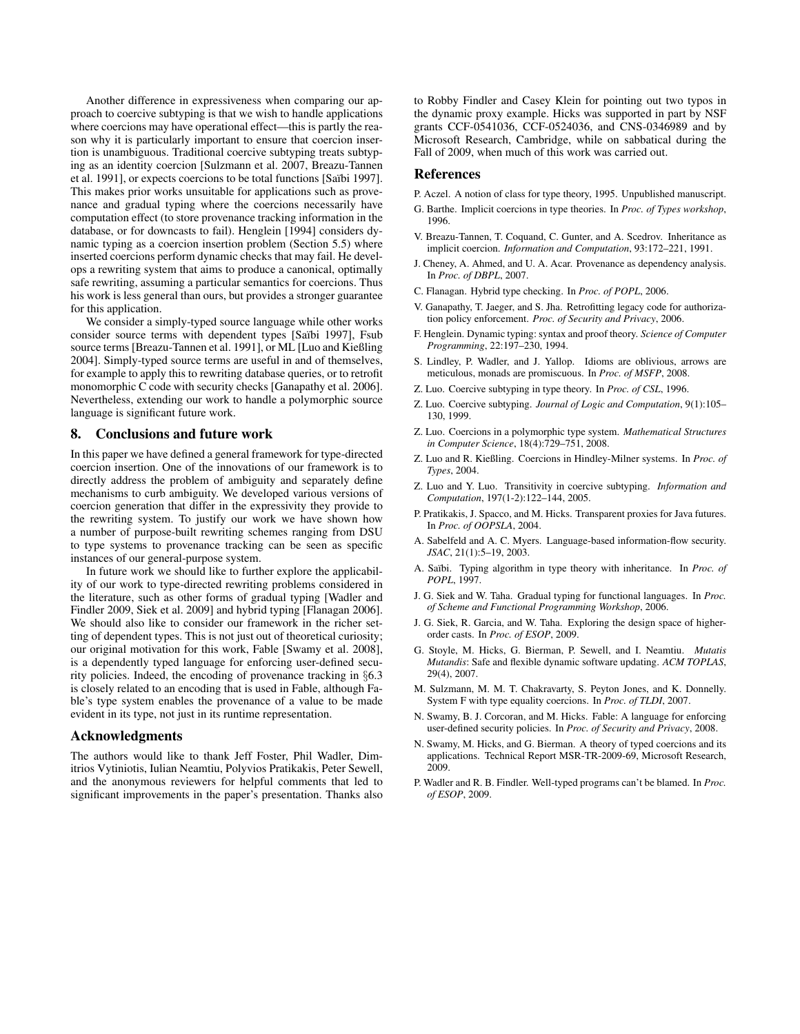Another difference in expressiveness when comparing our approach to coercive subtyping is that we wish to handle applications where coercions may have operational effect—this is partly the reason why it is particularly important to ensure that coercion insertion is unambiguous. Traditional coercive subtyping treats subtyping as an identity coercion [Sulzmann et al. 2007, Breazu-Tannen et al. 1991], or expects coercions to be total functions [Saïbi 1997]. This makes prior works unsuitable for applications such as provenance and gradual typing where the coercions necessarily have computation effect (to store provenance tracking information in the database, or for downcasts to fail). Henglein [1994] considers dynamic typing as a coercion insertion problem (Section 5.5) where inserted coercions perform dynamic checks that may fail. He develops a rewriting system that aims to produce a canonical, optimally safe rewriting, assuming a particular semantics for coercions. Thus his work is less general than ours, but provides a stronger guarantee for this application.

We consider a simply-typed source language while other works consider source terms with dependent types [Saïbi 1997], Fsub source terms [Breazu-Tannen et al. 1991], or ML [Luo and Kießling 2004]. Simply-typed source terms are useful in and of themselves, for example to apply this to rewriting database queries, or to retrofit monomorphic C code with security checks [Ganapathy et al. 2006]. Nevertheless, extending our work to handle a polymorphic source language is significant future work.

## 8. Conclusions and future work

In this paper we have defined a general framework for type-directed coercion insertion. One of the innovations of our framework is to directly address the problem of ambiguity and separately define mechanisms to curb ambiguity. We developed various versions of coercion generation that differ in the expressivity they provide to the rewriting system. To justify our work we have shown how a number of purpose-built rewriting schemes ranging from DSU to type systems to provenance tracking can be seen as specific instances of our general-purpose system.

In future work we should like to further explore the applicability of our work to type-directed rewriting problems considered in the literature, such as other forms of gradual typing [Wadler and Findler 2009, Siek et al. 2009] and hybrid typing [Flanagan 2006]. We should also like to consider our framework in the richer setting of dependent types. This is not just out of theoretical curiosity; our original motivation for this work, Fable [Swamy et al. 2008], is a dependently typed language for enforcing user-defined security policies. Indeed, the encoding of provenance tracking in §6.3 is closely related to an encoding that is used in Fable, although Fable's type system enables the provenance of a value to be made evident in its type, not just in its runtime representation.

## Acknowledgments

The authors would like to thank Jeff Foster, Phil Wadler, Dimitrios Vytiniotis, Iulian Neamtiu, Polyvios Pratikakis, Peter Sewell, and the anonymous reviewers for helpful comments that led to significant improvements in the paper's presentation. Thanks also to Robby Findler and Casey Klein for pointing out two typos in the dynamic proxy example. Hicks was supported in part by NSF grants CCF-0541036, CCF-0524036, and CNS-0346989 and by Microsoft Research, Cambridge, while on sabbatical during the Fall of 2009, when much of this work was carried out.

## References

P. Aczel. A notion of class for type theory, 1995. Unpublished manuscript.

G. Barthe. Implicit coercions in type theories. In *Proc. of Types workshop*, 1996.

V. Breazu-Tannen, T. Coquand, C. Gunter, and A. Scedrov. Inheritance as implicit coercion. *Information and Computation*, 93:172–221, 1991.

J. Cheney, A. Ahmed, and U. A. Acar. Provenance as dependency analysis. In *Proc. of DBPL*, 2007.

C. Flanagan. Hybrid type checking. In *Proc. of POPL*, 2006.

V. Ganapathy, T. Jaeger, and S. Jha. Retrofitting legacy code for authorization policy enforcement. *Proc. of Security and Privacy*, 2006.

F. Henglein. Dynamic typing: syntax and proof theory. *Science of Computer Programming*, 22:197–230, 1994.

S. Lindley, P. Wadler, and J. Yallop. Idioms are oblivious, arrows are meticulous, monads are promiscuous. In *Proc. of MSFP*, 2008.

Z. Luo. Coercive subtyping in type theory. In *Proc. of CSL*, 1996.

Z. Luo. Coercive subtyping. *Journal of Logic and Computation*, 9(1):105–130, 1999.

Z. Luo. Coercions in a polymorphic type system. *Mathematical Structures in Computer Science*, 18(4):729–751, 2008.

Z. Luo and R. Kießling. Coercions in Hindley-Milner systems. In *Proc. of Types*, 2004.

Z. Luo and Y. Luo. Transitivity in coercive subtyping. *Information and Computation*, 197(1-2):122–144, 2005.

P. Pratikakis, J. Spacco, and M. Hicks. Transparent proxies for Java futures. In *Proc. of OOPSLA*, 2004.

A. Sabelfeld and A. C. Myers. Language-based information-flow security. *JSAC*, 21(1):5–19, 2003.

A. Saïbi. Typing algorithm in type theory with inheritance. In *Proc. of POPL*, 1997.

J. G. Siek and W. Taha. Gradual typing for functional languages. In *Proc. of Scheme and Functional Programming Workshop*, 2006.

J. G. Siek, R. Garcia, and W. Taha. Exploring the design space of higher-order casts. In *Proc. of ESOP*, 2009.

G. Stoyle, M. Hicks, G. Bierman, P. Sewell, and I. Neamtiu. *Mutatis Mutandis*: Safe and flexible dynamic software updating. *ACM TOPLAS*, 29(4), 2007.

M. Sulzmann, M. M. T. Chakravarty, S. Peyton Jones, and K. Donnelly. System F with type equality coercions. In *Proc. of TLDI*, 2007.

N. Swamy, B. J. Corcoran, and M. Hicks. Fable: A language for enforcing user-defined security policies. In *Proc. of Security and Privacy*, 2008.

N. Swamy, M. Hicks, and G. Bierman. A theory of typed coercions and its applications. Technical Report MSR-TR-2009-69, Microsoft Research, 2009.

P. Wadler and R. B. Findler. Well-typed programs can't be blamed. In *Proc. of ESOP*, 2009.